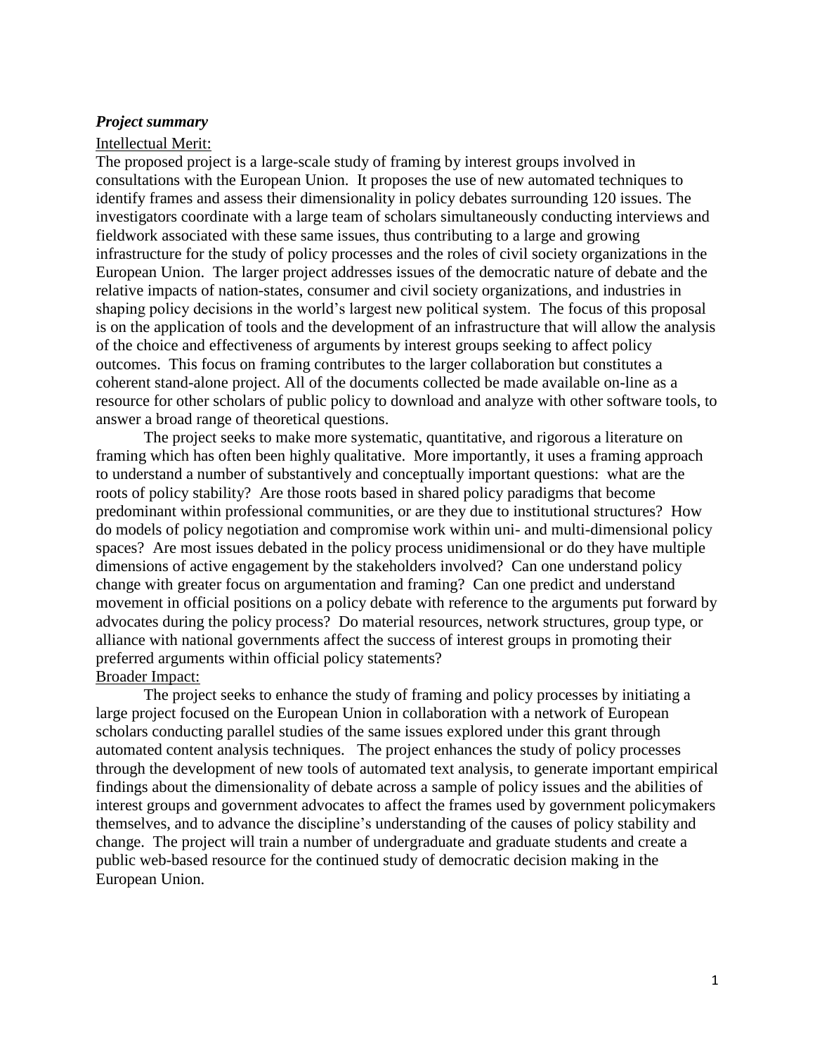***Project summary***

Intellectual Merit:

The proposed project is a large-scale study of framing by interest groups involved in consultations with the European Union. It proposes the use of new automated techniques to identify frames and assess their dimensionality in policy debates surrounding 120 issues. The investigators coordinate with a large team of scholars simultaneously conducting interviews and fieldwork associated with these same issues, thus contributing to a large and growing infrastructure for the study of policy processes and the roles of civil society organizations in the European Union. The larger project addresses issues of the democratic nature of debate and the relative impacts of nation-states, consumer and civil society organizations, and industries in shaping policy decisions in the world's largest new political system. The focus of this proposal is on the application of tools and the development of an infrastructure that will allow the analysis of the choice and effectiveness of arguments by interest groups seeking to affect policy outcomes. This focus on framing contributes to the larger collaboration but constitutes a coherent stand-alone project. All of the documents collected be made available on-line as a resource for other scholars of public policy to download and analyze with other software tools, to answer a broad range of theoretical questions.

The project seeks to make more systematic, quantitative, and rigorous a literature on framing which has often been highly qualitative. More importantly, it uses a framing approach to understand a number of substantively and conceptually important questions: what are the roots of policy stability? Are those roots based in shared policy paradigms that become predominant within professional communities, or are they due to institutional structures? How do models of policy negotiation and compromise work within uni- and multi-dimensional policy spaces? Are most issues debated in the policy process unidimensional or do they have multiple dimensions of active engagement by the stakeholders involved? Can one understand policy change with greater focus on argumentation and framing? Can one predict and understand movement in official positions on a policy debate with reference to the arguments put forward by advocates during the policy process? Do material resources, network structures, group type, or alliance with national governments affect the success of interest groups in promoting their preferred arguments within official policy statements?

Broader Impact:

The project seeks to enhance the study of framing and policy processes by initiating a large project focused on the European Union in collaboration with a network of European scholars conducting parallel studies of the same issues explored under this grant through automated content analysis techniques. The project enhances the study of policy processes through the development of new tools of automated text analysis, to generate important empirical findings about the dimensionality of debate across a sample of policy issues and the abilities of interest groups and government advocates to affect the frames used by government policymakers themselves, and to advance the discipline's understanding of the causes of policy stability and change. The project will train a number of undergraduate and graduate students and create a public web-based resource for the continued study of democratic decision making in the European Union.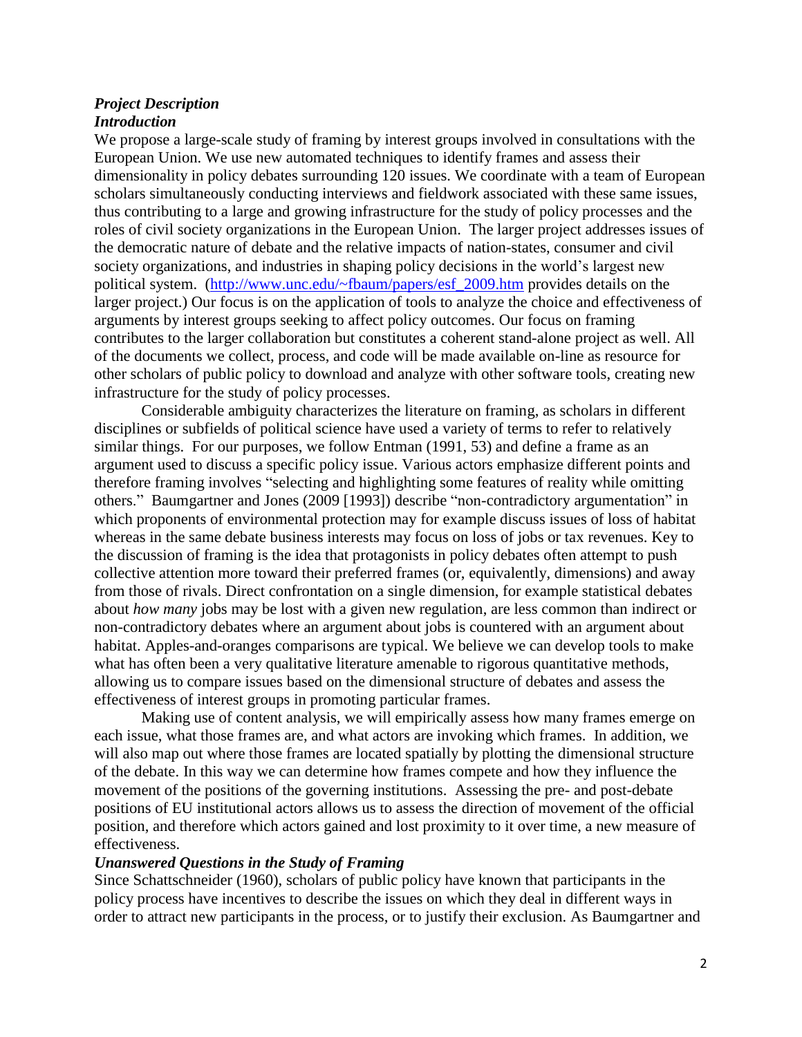### *Project Description*

### *Introduction*

We propose a large-scale study of framing by interest groups involved in consultations with the European Union. We use new automated techniques to identify frames and assess their dimensionality in policy debates surrounding 120 issues. We coordinate with a team of European scholars simultaneously conducting interviews and fieldwork associated with these same issues, thus contributing to a large and growing infrastructure for the study of policy processes and the roles of civil society organizations in the European Union. The larger project addresses issues of the democratic nature of debate and the relative impacts of nation-states, consumer and civil society organizations, and industries in shaping policy decisions in the world's largest new political system. ([http://www.unc.edu/~fbaum/papers/esf_2009.htm](http://www.unc.edu/~fbaum/papers/esf_2009.htm) provides details on the larger project.) Our focus is on the application of tools to analyze the choice and effectiveness of arguments by interest groups seeking to affect policy outcomes. Our focus on framing contributes to the larger collaboration but constitutes a coherent stand-alone project as well. All of the documents we collect, process, and code will be made available on-line as resource for other scholars of public policy to download and analyze with other software tools, creating new infrastructure for the study of policy processes.

Considerable ambiguity characterizes the literature on framing, as scholars in different disciplines or subfields of political science have used a variety of terms to refer to relatively similar things. For our purposes, we follow Entman (1991, 53) and define a frame as an argument used to discuss a specific policy issue. Various actors emphasize different points and therefore framing involves "selecting and highlighting some features of reality while omitting others." Baumgartner and Jones (2009 [1993]) describe "non-contradictory argumentation" in which proponents of environmental protection may for example discuss issues of loss of habitat whereas in the same debate business interests may focus on loss of jobs or tax revenues. Key to the discussion of framing is the idea that protagonists in policy debates often attempt to push collective attention more toward their preferred frames (or, equivalently, dimensions) and away from those of rivals. Direct confrontation on a single dimension, for example statistical debates about *how many* jobs may be lost with a given new regulation, are less common than indirect or non-contradictory debates where an argument about jobs is countered with an argument about habitat. Apples-and-oranges comparisons are typical. We believe we can develop tools to make what has often been a very qualitative literature amenable to rigorous quantitative methods, allowing us to compare issues based on the dimensional structure of debates and assess the effectiveness of interest groups in promoting particular frames.

Making use of content analysis, we will empirically assess how many frames emerge on each issue, what those frames are, and what actors are invoking which frames. In addition, we will also map out where those frames are located spatially by plotting the dimensional structure of the debate. In this way we can determine how frames compete and how they influence the movement of the positions of the governing institutions. Assessing the pre- and post-debate positions of EU institutional actors allows us to assess the direction of movement of the official position, and therefore which actors gained and lost proximity to it over time, a new measure of effectiveness.

### *Unanswered Questions in the Study of Framing*

Since Schattschneider (1960), scholars of public policy have known that participants in the policy process have incentives to describe the issues on which they deal in different ways in order to attract new participants in the process, or to justify their exclusion. As Baumgartner and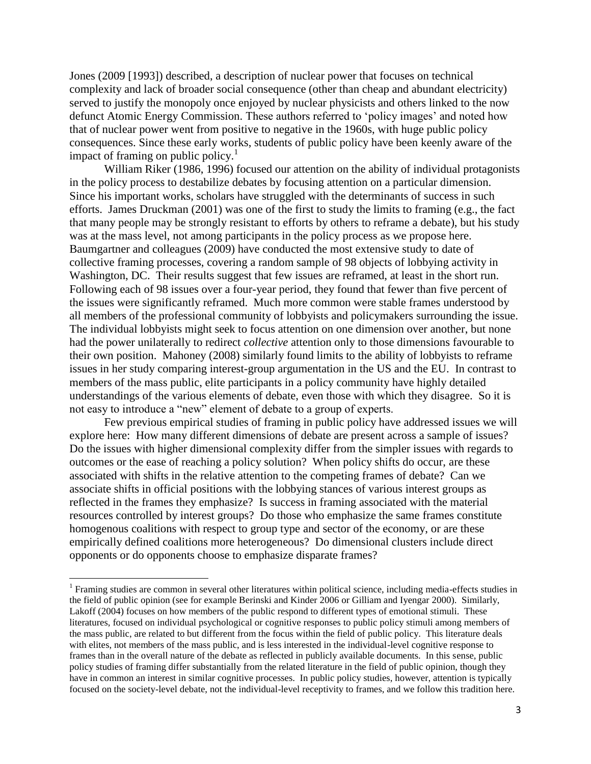Jones (2009 [1993]) described, a description of nuclear power that focuses on technical complexity and lack of broader social consequence (other than cheap and abundant electricity) served to justify the monopoly once enjoyed by nuclear physicists and others linked to the now defunct Atomic Energy Commission. These authors referred to 'policy images' and noted how that of nuclear power went from positive to negative in the 1960s, with huge public policy consequences. Since these early works, students of public policy have been keenly aware of the impact of framing on public policy.[1]

William Riker (1986, 1996) focused our attention on the ability of individual protagonists in the policy process to destabilize debates by focusing attention on a particular dimension. Since his important works, scholars have struggled with the determinants of success in such efforts. James Druckman (2001) was one of the first to study the limits to framing (e.g., the fact that many people may be strongly resistant to efforts by others to reframe a debate), but his study was at the mass level, not among participants in the policy process as we propose here. Baumgartner and colleagues (2009) have conducted the most extensive study to date of collective framing processes, covering a random sample of 98 objects of lobbying activity in Washington, DC. Their results suggest that few issues are reframed, at least in the short run. Following each of 98 issues over a four-year period, they found that fewer than five percent of the issues were significantly reframed. Much more common were stable frames understood by all members of the professional community of lobbyists and policymakers surrounding the issue. The individual lobbyists might seek to focus attention on one dimension over another, but none had the power unilaterally to redirect *collective* attention only to those dimensions favourable to their own position. Mahoney (2008) similarly found limits to the ability of lobbyists to reframe issues in her study comparing interest-group argumentation in the US and the EU. In contrast to members of the mass public, elite participants in a policy community have highly detailed understandings of the various elements of debate, even those with which they disagree. So it is not easy to introduce a "new" element of debate to a group of experts.

Few previous empirical studies of framing in public policy have addressed issues we will explore here: How many different dimensions of debate are present across a sample of issues? Do the issues with higher dimensional complexity differ from the simpler issues with regards to outcomes or the ease of reaching a policy solution? When policy shifts do occur, are these associated with shifts in the relative attention to the competing frames of debate? Can we associate shifts in official positions with the lobbying stances of various interest groups as reflected in the frames they emphasize? Is success in framing associated with the material resources controlled by interest groups? Do those who emphasize the same frames constitute homogenous coalitions with respect to group type and sector of the economy, or are these empirically defined coalitions more heterogeneous? Do dimensional clusters include direct opponents or do opponents choose to emphasize disparate frames?

[1] Framing studies are common in several other literatures within political science, including media-effects studies in the field of public opinion (see for example Berinski and Kinder 2006 or Gilliam and Iyengar 2000). Similarly, Lakoff (2004) focuses on how members of the public respond to different types of emotional stimuli. These literatures, focused on individual psychological or cognitive responses to public policy stimuli among members of the mass public, are related to but different from the focus within the field of public policy. This literature deals with elites, not members of the mass public, and is less interested in the individual-level cognitive response to frames than in the overall nature of the debate as reflected in publicly available documents. In this sense, public policy studies of framing differ substantially from the related literature in the field of public opinion, though they have in common an interest in similar cognitive processes. In public policy studies, however, attention is typically focused on the society-level debate, not the individual-level receptivity to frames, and we follow this tradition here.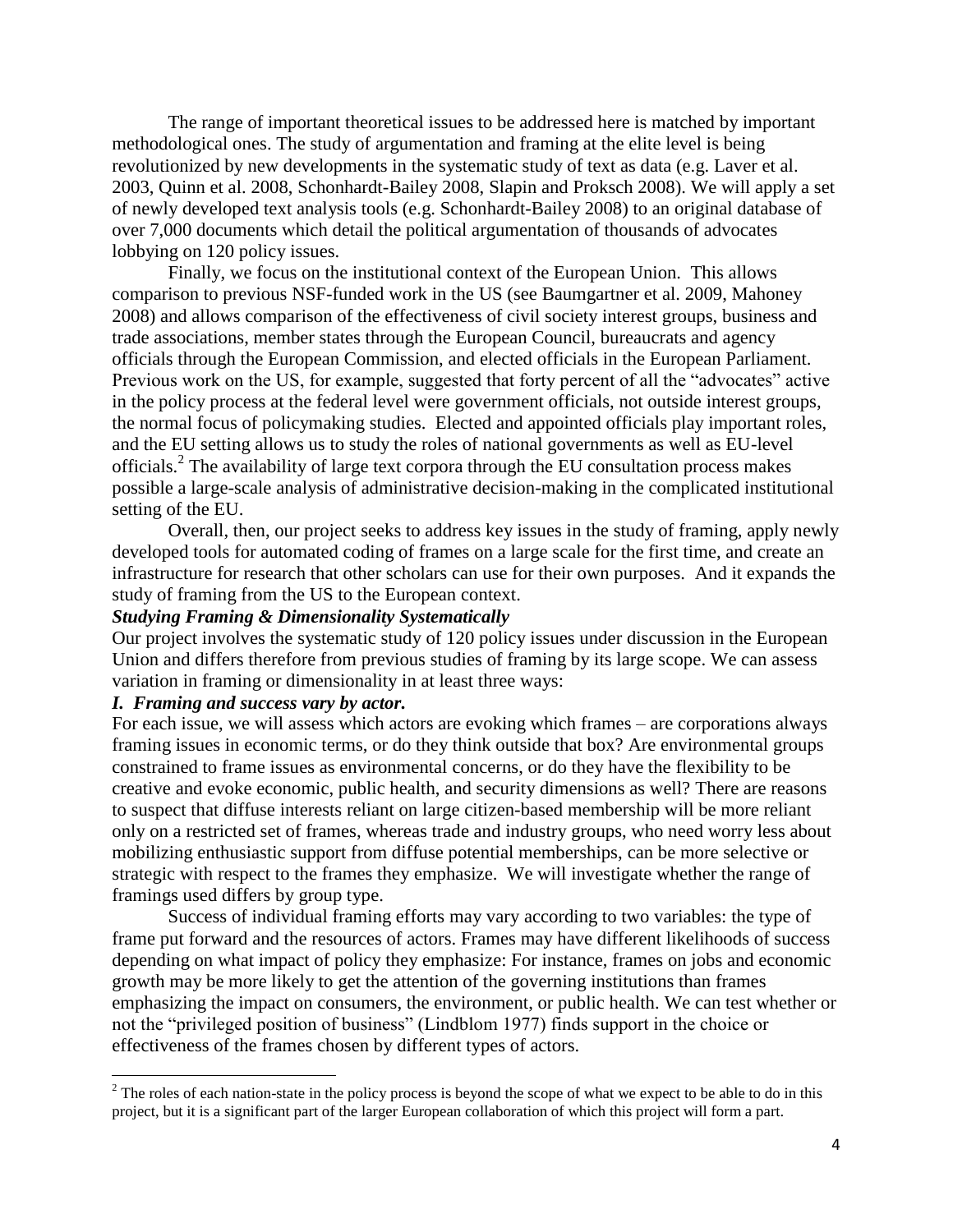The range of important theoretical issues to be addressed here is matched by important methodological ones. The study of argumentation and framing at the elite level is being revolutionized by new developments in the systematic study of text as data (e.g. Laver et al. 2003, Quinn et al. 2008, Schonhardt-Bailey 2008, Slapin and Proksch 2008). We will apply a set of newly developed text analysis tools (e.g. Schonhardt-Bailey 2008) to an original database of over 7,000 documents which detail the political argumentation of thousands of advocates lobbying on 120 policy issues.

Finally, we focus on the institutional context of the European Union. This allows comparison to previous NSF-funded work in the US (see Baumgartner et al. 2009, Mahoney 2008) and allows comparison of the effectiveness of civil society interest groups, business and trade associations, member states through the European Council, bureaucrats and agency officials through the European Commission, and elected officials in the European Parliament. Previous work on the US, for example, suggested that forty percent of all the "advocates" active in the policy process at the federal level were government officials, not outside interest groups, the normal focus of policymaking studies. Elected and appointed officials play important roles, and the EU setting allows us to study the roles of national governments as well as EU-level officials.[2] The availability of large text corpora through the EU consultation process makes possible a large-scale analysis of administrative decision-making in the complicated institutional setting of the EU.

Overall, then, our project seeks to address key issues in the study of framing, apply newly developed tools for automated coding of frames on a large scale for the first time, and create an infrastructure for research that other scholars can use for their own purposes. And it expands the study of framing from the US to the European context.

***Studying Framing & Dimensionality Systematically***

Our project involves the systematic study of 120 policy issues under discussion in the European Union and differs therefore from previous studies of framing by its large scope. We can assess variation in framing or dimensionality in at least three ways:

***I. Framing and success vary by actor.***

For each issue, we will assess which actors are evoking which frames – are corporations always framing issues in economic terms, or do they think outside that box? Are environmental groups constrained to frame issues as environmental concerns, or do they have the flexibility to be creative and evoke economic, public health, and security dimensions as well? There are reasons to suspect that diffuse interests reliant on large citizen-based membership will be more reliant only on a restricted set of frames, whereas trade and industry groups, who need worry less about mobilizing enthusiastic support from diffuse potential memberships, can be more selective or strategic with respect to the frames they emphasize. We will investigate whether the range of framings used differs by group type.

Success of individual framing efforts may vary according to two variables: the type of frame put forward and the resources of actors. Frames may have different likelihoods of success depending on what impact of policy they emphasize: For instance, frames on jobs and economic growth may be more likely to get the attention of the governing institutions than frames emphasizing the impact on consumers, the environment, or public health. We can test whether or not the "privileged position of business" (Lindblom 1977) finds support in the choice or effectiveness of the frames chosen by different types of actors.

[2] The roles of each nation-state in the policy process is beyond the scope of what we expect to be able to do in this project, but it is a significant part of the larger European collaboration of which this project will form a part.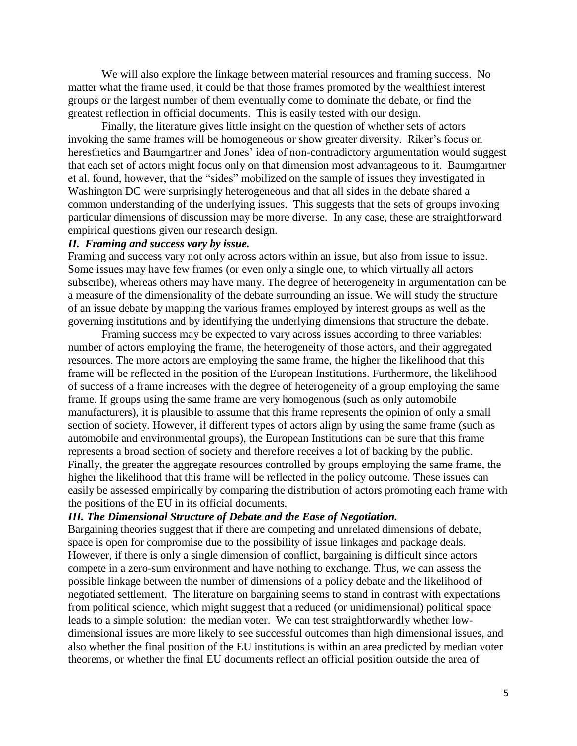We will also explore the linkage between material resources and framing success. No matter what the frame used, it could be that those frames promoted by the wealthiest interest groups or the largest number of them eventually come to dominate the debate, or find the greatest reflection in official documents. This is easily tested with our design.

Finally, the literature gives little insight on the question of whether sets of actors invoking the same frames will be homogeneous or show greater diversity. Riker's focus on heresthetics and Baumgartner and Jones' idea of non-contradictory argumentation would suggest that each set of actors might focus only on that dimension most advantageous to it. Baumgartner et al. found, however, that the "sides" mobilized on the sample of issues they investigated in Washington DC were surprisingly heterogeneous and that all sides in the debate shared a common understanding of the underlying issues. This suggests that the sets of groups invoking particular dimensions of discussion may be more diverse. In any case, these are straightforward empirical questions given our research design.

### *II. Framing and success vary by issue.*

Framing and success vary not only across actors within an issue, but also from issue to issue. Some issues may have few frames (or even only a single one, to which virtually all actors subscribe), whereas others may have many. The degree of heterogeneity in argumentation can be a measure of the dimensionality of the debate surrounding an issue. We will study the structure of an issue debate by mapping the various frames employed by interest groups as well as the governing institutions and by identifying the underlying dimensions that structure the debate.

Framing success may be expected to vary across issues according to three variables: number of actors employing the frame, the heterogeneity of those actors, and their aggregated resources. The more actors are employing the same frame, the higher the likelihood that this frame will be reflected in the position of the European Institutions. Furthermore, the likelihood of success of a frame increases with the degree of heterogeneity of a group employing the same frame. If groups using the same frame are very homogenous (such as only automobile manufacturers), it is plausible to assume that this frame represents the opinion of only a small section of society. However, if different types of actors align by using the same frame (such as automobile and environmental groups), the European Institutions can be sure that this frame represents a broad section of society and therefore receives a lot of backing by the public. Finally, the greater the aggregate resources controlled by groups employing the same frame, the higher the likelihood that this frame will be reflected in the policy outcome. These issues can easily be assessed empirically by comparing the distribution of actors promoting each frame with the positions of the EU in its official documents.

### *III. The Dimensional Structure of Debate and the Ease of Negotiation.*

Bargaining theories suggest that if there are competing and unrelated dimensions of debate, space is open for compromise due to the possibility of issue linkages and package deals. However, if there is only a single dimension of conflict, bargaining is difficult since actors compete in a zero-sum environment and have nothing to exchange. Thus, we can assess the possible linkage between the number of dimensions of a policy debate and the likelihood of negotiated settlement. The literature on bargaining seems to stand in contrast with expectations from political science, which might suggest that a reduced (or unidimensional) political space leads to a simple solution: the median voter. We can test straightforwardly whether low-dimensional issues are more likely to see successful outcomes than high dimensional issues, and also whether the final position of the EU institutions is within an area predicted by median voter theorems, or whether the final EU documents reflect an official position outside the area of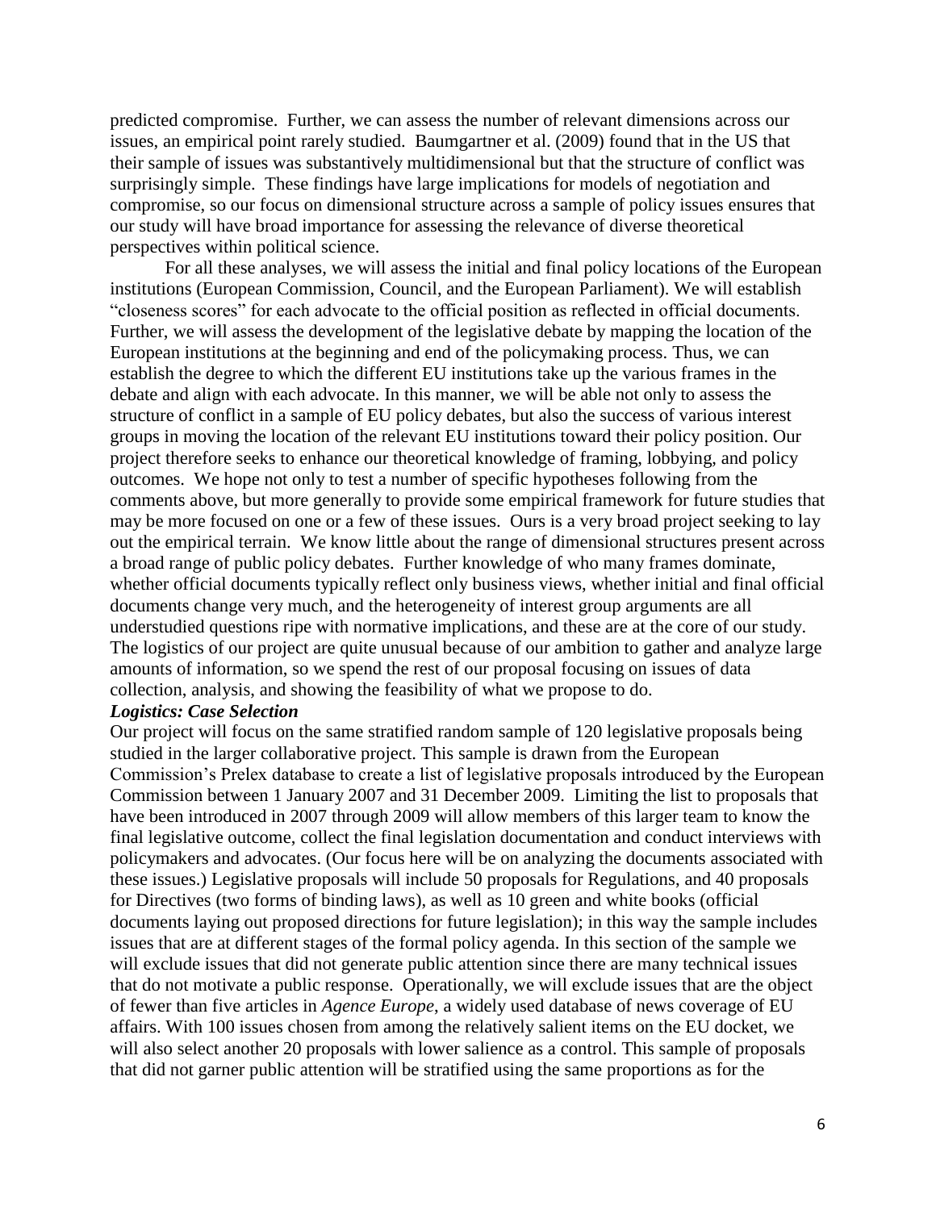predicted compromise. Further, we can assess the number of relevant dimensions across our issues, an empirical point rarely studied. Baumgartner et al. (2009) found that in the US that their sample of issues was substantively multidimensional but that the structure of conflict was surprisingly simple. These findings have large implications for models of negotiation and compromise, so our focus on dimensional structure across a sample of policy issues ensures that our study will have broad importance for assessing the relevance of diverse theoretical perspectives within political science.

For all these analyses, we will assess the initial and final policy locations of the European institutions (European Commission, Council, and the European Parliament). We will establish "closeness scores" for each advocate to the official position as reflected in official documents. Further, we will assess the development of the legislative debate by mapping the location of the European institutions at the beginning and end of the policymaking process. Thus, we can establish the degree to which the different EU institutions take up the various frames in the debate and align with each advocate. In this manner, we will be able not only to assess the structure of conflict in a sample of EU policy debates, but also the success of various interest groups in moving the location of the relevant EU institutions toward their policy position. Our project therefore seeks to enhance our theoretical knowledge of framing, lobbying, and policy outcomes. We hope not only to test a number of specific hypotheses following from the comments above, but more generally to provide some empirical framework for future studies that may be more focused on one or a few of these issues. Ours is a very broad project seeking to lay out the empirical terrain. We know little about the range of dimensional structures present across a broad range of public policy debates. Further knowledge of who many frames dominate, whether official documents typically reflect only business views, whether initial and final official documents change very much, and the heterogeneity of interest group arguments are all understudied questions ripe with normative implications, and these are at the core of our study. The logistics of our project are quite unusual because of our ambition to gather and analyze large amounts of information, so we spend the rest of our proposal focusing on issues of data collection, analysis, and showing the feasibility of what we propose to do.

***Logistics: Case Selection***

Our project will focus on the same stratified random sample of 120 legislative proposals being studied in the larger collaborative project. This sample is drawn from the European Commission's Prelex database to create a list of legislative proposals introduced by the European Commission between 1 January 2007 and 31 December 2009. Limiting the list to proposals that have been introduced in 2007 through 2009 will allow members of this larger team to know the final legislative outcome, collect the final legislation documentation and conduct interviews with policymakers and advocates. (Our focus here will be on analyzing the documents associated with these issues.) Legislative proposals will include 50 proposals for Regulations, and 40 proposals for Directives (two forms of binding laws), as well as 10 green and white books (official documents laying out proposed directions for future legislation); in this way the sample includes issues that are at different stages of the formal policy agenda. In this section of the sample we will exclude issues that did not generate public attention since there are many technical issues that do not motivate a public response. Operationally, we will exclude issues that are the object of fewer than five articles in *Agence Europe*, a widely used database of news coverage of EU affairs. With 100 issues chosen from among the relatively salient items on the EU docket, we will also select another 20 proposals with lower salience as a control. This sample of proposals that did not garner public attention will be stratified using the same proportions as for the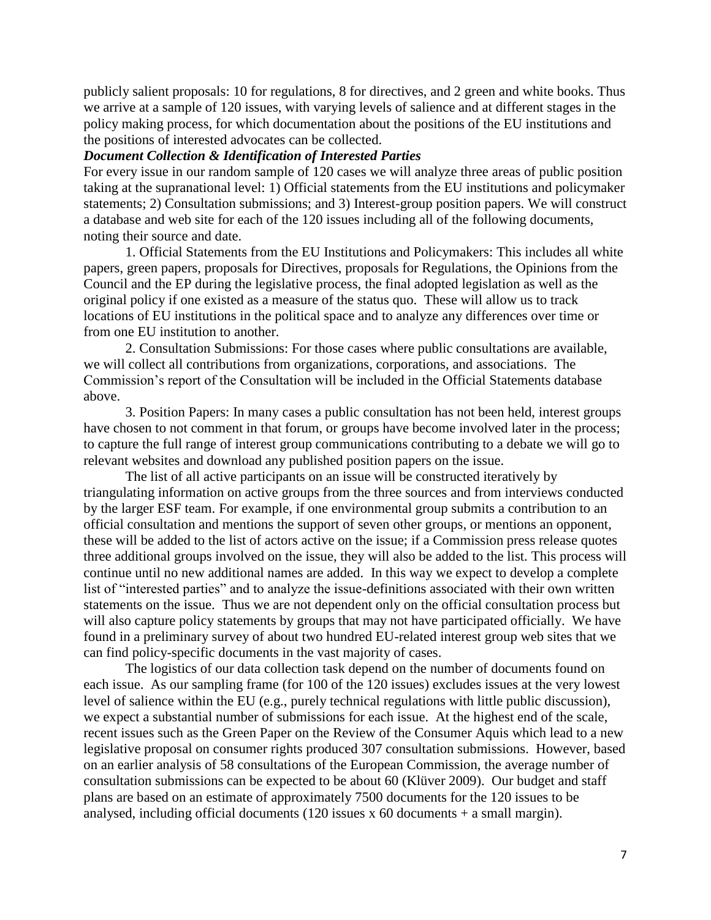publicly salient proposals: 10 for regulations, 8 for directives, and 2 green and white books. Thus we arrive at a sample of 120 issues, with varying levels of salience and at different stages in the policy making process, for which documentation about the positions of the EU institutions and the positions of interested advocates can be collected.

***Document Collection & Identification of Interested Parties***

For every issue in our random sample of 120 cases we will analyze three areas of public position taking at the supranational level: 1) Official statements from the EU institutions and policymaker statements; 2) Consultation submissions; and 3) Interest-group position papers. We will construct a database and web site for each of the 120 issues including all of the following documents, noting their source and date.

1. Official Statements from the EU Institutions and Policymakers: This includes all white papers, green papers, proposals for Directives, proposals for Regulations, the Opinions from the Council and the EP during the legislative process, the final adopted legislation as well as the original policy if one existed as a measure of the status quo. These will allow us to track locations of EU institutions in the political space and to analyze any differences over time or from one EU institution to another.

2. Consultation Submissions: For those cases where public consultations are available, we will collect all contributions from organizations, corporations, and associations. The Commission's report of the Consultation will be included in the Official Statements database above.

3. Position Papers: In many cases a public consultation has not been held, interest groups have chosen to not comment in that forum, or groups have become involved later in the process; to capture the full range of interest group communications contributing to a debate we will go to relevant websites and download any published position papers on the issue.

The list of all active participants on an issue will be constructed iteratively by triangulating information on active groups from the three sources and from interviews conducted by the larger ESF team. For example, if one environmental group submits a contribution to an official consultation and mentions the support of seven other groups, or mentions an opponent, these will be added to the list of actors active on the issue; if a Commission press release quotes three additional groups involved on the issue, they will also be added to the list. This process will continue until no new additional names are added. In this way we expect to develop a complete list of "interested parties" and to analyze the issue-definitions associated with their own written statements on the issue. Thus we are not dependent only on the official consultation process but will also capture policy statements by groups that may not have participated officially. We have found in a preliminary survey of about two hundred EU-related interest group web sites that we can find policy-specific documents in the vast majority of cases.

The logistics of our data collection task depend on the number of documents found on each issue. As our sampling frame (for 100 of the 120 issues) excludes issues at the very lowest level of salience within the EU (e.g., purely technical regulations with little public discussion), we expect a substantial number of submissions for each issue. At the highest end of the scale, recent issues such as the Green Paper on the Review of the Consumer Aquis which lead to a new legislative proposal on consumer rights produced 307 consultation submissions. However, based on an earlier analysis of 58 consultations of the European Commission, the average number of consultation submissions can be expected to be about 60 (Klüver 2009). Our budget and staff plans are based on an estimate of approximately 7500 documents for the 120 issues to be analysed, including official documents (120 issues x 60 documents + a small margin).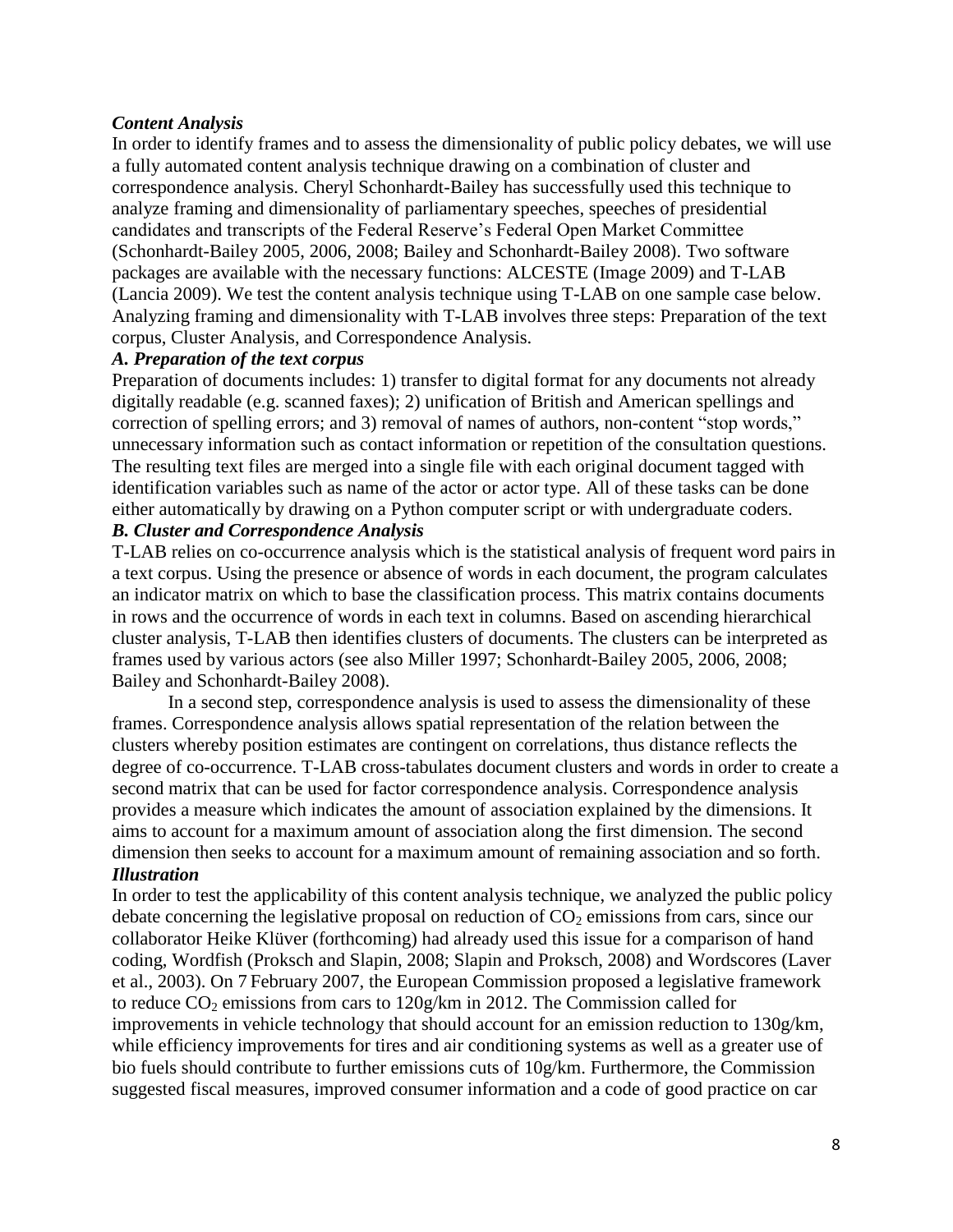### *Content Analysis*

In order to identify frames and to assess the dimensionality of public policy debates, we will use a fully automated content analysis technique drawing on a combination of cluster and correspondence analysis. Cheryl Schonhardt-Bailey has successfully used this technique to analyze framing and dimensionality of parliamentary speeches, speeches of presidential candidates and transcripts of the Federal Reserve's Federal Open Market Committee (Schonhardt-Bailey 2005, 2006, 2008; Bailey and Schonhardt-Bailey 2008). Two software packages are available with the necessary functions: ALCESTE (Image 2009) and T-LAB (Lancia 2009). We test the content analysis technique using T-LAB on one sample case below. Analyzing framing and dimensionality with T-LAB involves three steps: Preparation of the text corpus, Cluster Analysis, and Correspondence Analysis.

#### *A. Preparation of the text corpus*

Preparation of documents includes: 1) transfer to digital format for any documents not already digitally readable (e.g. scanned faxes); 2) unification of British and American spellings and correction of spelling errors; and 3) removal of names of authors, non-content "stop words," unnecessary information such as contact information or repetition of the consultation questions. The resulting text files are merged into a single file with each original document tagged with identification variables such as name of the actor or actor type. All of these tasks can be done either automatically by drawing on a Python computer script or with undergraduate coders.

#### *B. Cluster and Correspondence Analysis*

T-LAB relies on co-occurrence analysis which is the statistical analysis of frequent word pairs in a text corpus. Using the presence or absence of words in each document, the program calculates an indicator matrix on which to base the classification process. This matrix contains documents in rows and the occurrence of words in each text in columns. Based on ascending hierarchical cluster analysis, T-LAB then identifies clusters of documents. The clusters can be interpreted as frames used by various actors (see also Miller 1997; Schonhardt-Bailey 2005, 2006, 2008; Bailey and Schonhardt-Bailey 2008).

In a second step, correspondence analysis is used to assess the dimensionality of these frames. Correspondence analysis allows spatial representation of the relation between the clusters whereby position estimates are contingent on correlations, thus distance reflects the degree of co-occurrence. T-LAB cross-tabulates document clusters and words in order to create a second matrix that can be used for factor correspondence analysis. Correspondence analysis provides a measure which indicates the amount of association explained by the dimensions. It aims to account for a maximum amount of association along the first dimension. The second dimension then seeks to account for a maximum amount of remaining association and so forth.

### *Illustration*

In order to test the applicability of this content analysis technique, we analyzed the public policy debate concerning the legislative proposal on reduction of $CO_2$ emissions from cars, since our collaborator Heike Klüver (forthcoming) had already used this issue for a comparison of hand coding, Wordfish (Proksch and Slapin, 2008; Slapin and Proksch, 2008) and Wordscores (Laver et al., 2003). On 7 February 2007, the European Commission proposed a legislative framework to reduce $CO_2$ emissions from cars to 120g/km in 2012. The Commission called for improvements in vehicle technology that should account for an emission reduction to 130g/km, while efficiency improvements for tires and air conditioning systems as well as a greater use of bio fuels should contribute to further emissions cuts of 10g/km. Furthermore, the Commission suggested fiscal measures, improved consumer information and a code of good practice on car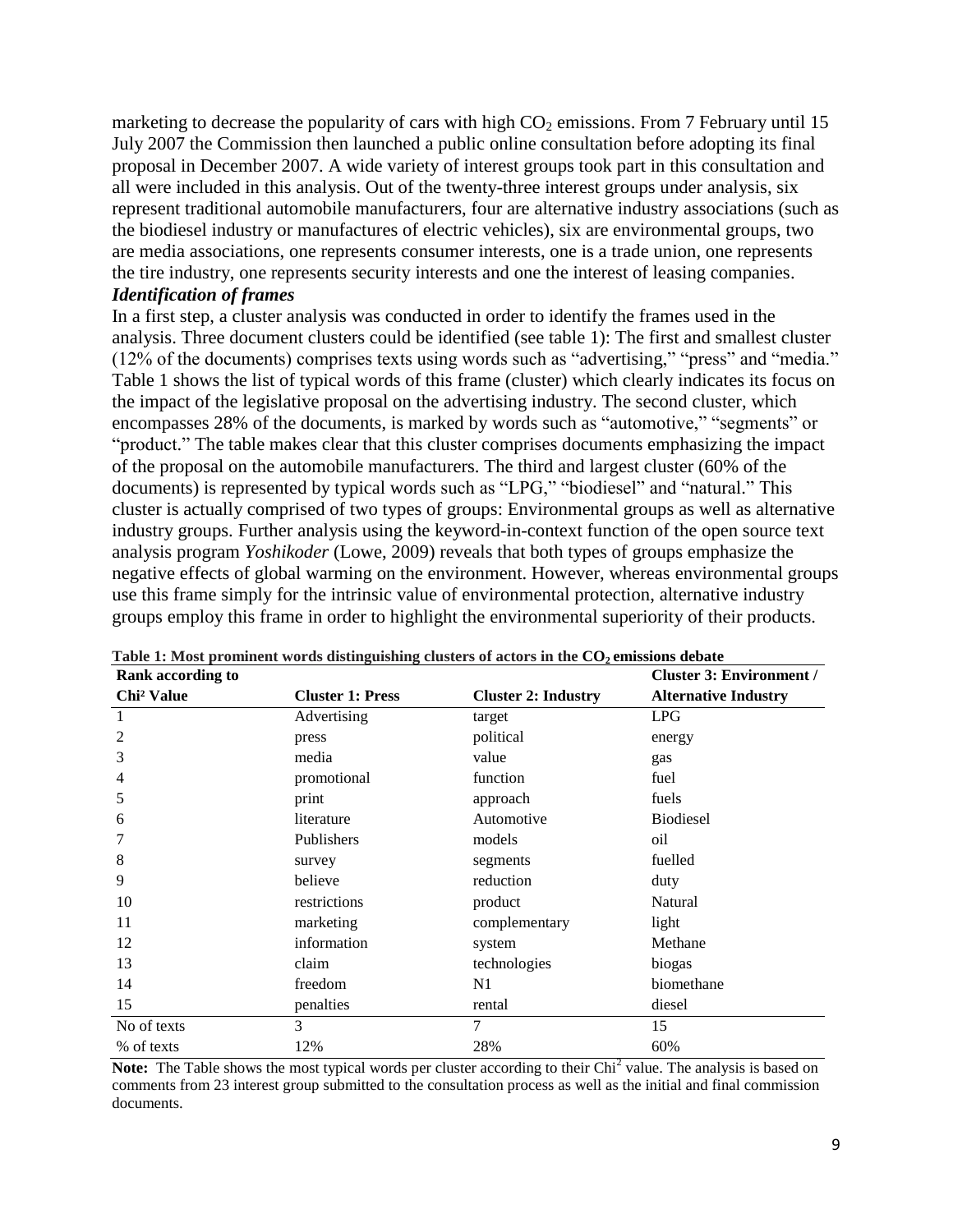marketing to decrease the popularity of cars with high $CO_2$ emissions. From 7 February until 15 July 2007 the Commission then launched a public online consultation before adopting its final proposal in December 2007. A wide variety of interest groups took part in this consultation and all were included in this analysis. Out of the twenty-three interest groups under analysis, six represent traditional automobile manufacturers, four are alternative industry associations (such as the biodiesel industry or manufactures of electric vehicles), six are environmental groups, two are media associations, one represents consumer interests, one is a trade union, one represents the tire industry, one represents security interests and one the interest of leasing companies.

### *Identification of frames*

In a first step, a cluster analysis was conducted in order to identify the frames used in the analysis. Three document clusters could be identified (see table 1): The first and smallest cluster (12% of the documents) comprises texts using words such as "advertising," "press" and "media." Table 1 shows the list of typical words of this frame (cluster) which clearly indicates its focus on the impact of the legislative proposal on the advertising industry. The second cluster, which encompasses 28% of the documents, is marked by words such as "automotive," "segments" or "product." The table makes clear that this cluster comprises documents emphasizing the impact of the proposal on the automobile manufacturers. The third and largest cluster (60% of the documents) is represented by typical words such as "LPG," "biodiesel" and "natural." This cluster is actually comprised of two types of groups: Environmental groups as well as alternative industry groups. Further analysis using the keyword-in-context function of the open source text analysis program *Yoshikoder* (Lowe, 2009) reveals that both types of groups emphasize the negative effects of global warming on the environment. However, whereas environmental groups use this frame simply for the intrinsic value of environmental protection, alternative industry groups employ this frame in order to highlight the environmental superiority of their products.

**Table 1: Most prominent words distinguishing clusters of actors in the $CO_2$ emissions debate**

| Rank according to Chi² Value | Cluster 1: Press | Cluster 2: Industry | Cluster 3: Environment / Alternative Industry |
|---|---|---|---|
| 1 | Advertising | target | LPG |
| 2 | press | political | energy |
| 3 | media | value | gas |
| 4 | promotional | function | fuel |
| 5 | print | approach | fuels |
| 6 | literature | Automotive | Biodiesel |
| 7 | Publishers | models | oil |
| 8 | survey | segments | fuelled |
| 9 | believe | reduction | duty |
| 10 | restrictions | product | Natural |
| 11 | marketing | complementary | light |
| 12 | information | system | Methane |
| 13 | claim | technologies | biogas |
| 14 | freedom | N1 | biomethane |
| 15 | penalties | rental | diesel |
| No of texts | 3 | 7 | 15 |
| % of texts | 12% | 28% | 60% |

**Note:** The Table shows the most typical words per cluster according to their $Chi^2$ value. The analysis is based on comments from 23 interest group submitted to the consultation process as well as the initial and final commission documents.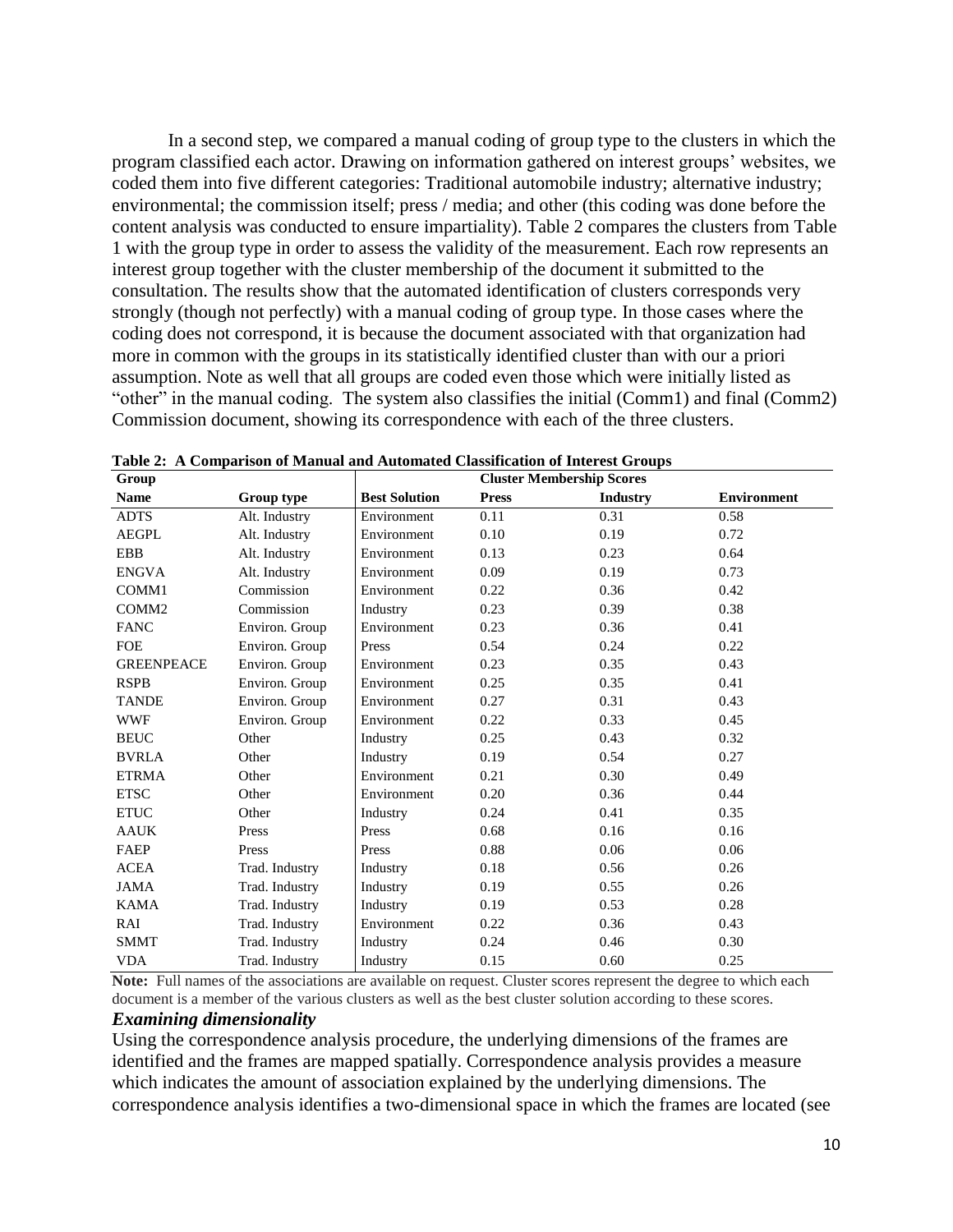In a second step, we compared a manual coding of group type to the clusters in which the program classified each actor. Drawing on information gathered on interest groups' websites, we coded them into five different categories: Traditional automobile industry; alternative industry; environmental; the commission itself; press / media; and other (this coding was done before the content analysis was conducted to ensure impartiality). Table 2 compares the clusters from Table 1 with the group type in order to assess the validity of the measurement. Each row represents an interest group together with the cluster membership of the document it submitted to the consultation. The results show that the automated identification of clusters corresponds very strongly (though not perfectly) with a manual coding of group type. In those cases where the coding does not correspond, it is because the document associated with that organization had more in common with the groups in its statistically identified cluster than with our a priori assumption. Note as well that all groups are coded even those which were initially listed as "other" in the manual coding. The system also classifies the initial (Comm1) and final (Comm2) Commission document, showing its correspondence with each of the three clusters.

**Table 2: A Comparison of Manual and Automated Classification of Interest Groups**

| Group | | Cluster Membership Scores | | | |
|---|---|---|---|---|---|
| **Name** | **Group type** | **Best Solution** | **Press** | **Industry** | **Environment** |
| ADTS | Alt. Industry | Environment | 0.11 | 0.31 | 0.58 |
| AEGPL | Alt. Industry | Environment | 0.10 | 0.19 | 0.72 |
| EBB | Alt. Industry | Environment | 0.13 | 0.23 | 0.64 |
| ENGVA | Alt. Industry | Environment | 0.09 | 0.19 | 0.73 |
| COMM1 | Commission | Environment | 0.22 | 0.36 | 0.42 |
| COMM2 | Commission | Industry | 0.23 | 0.39 | 0.38 |
| FANC | Environ. Group | Environment | 0.23 | 0.36 | 0.41 |
| FOE | Environ. Group | Press | 0.54 | 0.24 | 0.22 |
| GREENPEACE | Environ. Group | Environment | 0.23 | 0.35 | 0.43 |
| RSPB | Environ. Group | Environment | 0.25 | 0.35 | 0.41 |
| TANDE | Environ. Group | Environment | 0.27 | 0.31 | 0.43 |
| WWF | Environ. Group | Environment | 0.22 | 0.33 | 0.45 |
| BEUC | Other | Industry | 0.25 | 0.43 | 0.32 |
| BVRLA | Other | Industry | 0.19 | 0.54 | 0.27 |
| ETRMA | Other | Environment | 0.21 | 0.30 | 0.49 |
| ETSC | Other | Environment | 0.20 | 0.36 | 0.44 |
| ETUC | Other | Industry | 0.24 | 0.41 | 0.35 |
| AAUK | Press | Press | 0.68 | 0.16 | 0.16 |
| FAEP | Press | Press | 0.88 | 0.06 | 0.06 |
| ACEA | Trad. Industry | Industry | 0.18 | 0.56 | 0.26 |
| JAMA | Trad. Industry | Industry | 0.19 | 0.55 | 0.26 |
| KAMA | Trad. Industry | Industry | 0.19 | 0.53 | 0.28 |
| RAI | Trad. Industry | Environment | 0.22 | 0.36 | 0.43 |
| SMMT | Trad. Industry | Industry | 0.24 | 0.46 | 0.30 |
| VDA | Trad. Industry | Industry | 0.15 | 0.60 | 0.25 |

**Note:** Full names of the associations are available on request. Cluster scores represent the degree to which each document is a member of the various clusters as well as the best cluster solution according to these scores.

***Examining dimensionality***

Using the correspondence analysis procedure, the underlying dimensions of the frames are identified and the frames are mapped spatially. Correspondence analysis provides a measure which indicates the amount of association explained by the underlying dimensions. The correspondence analysis identifies a two-dimensional space in which the frames are located (see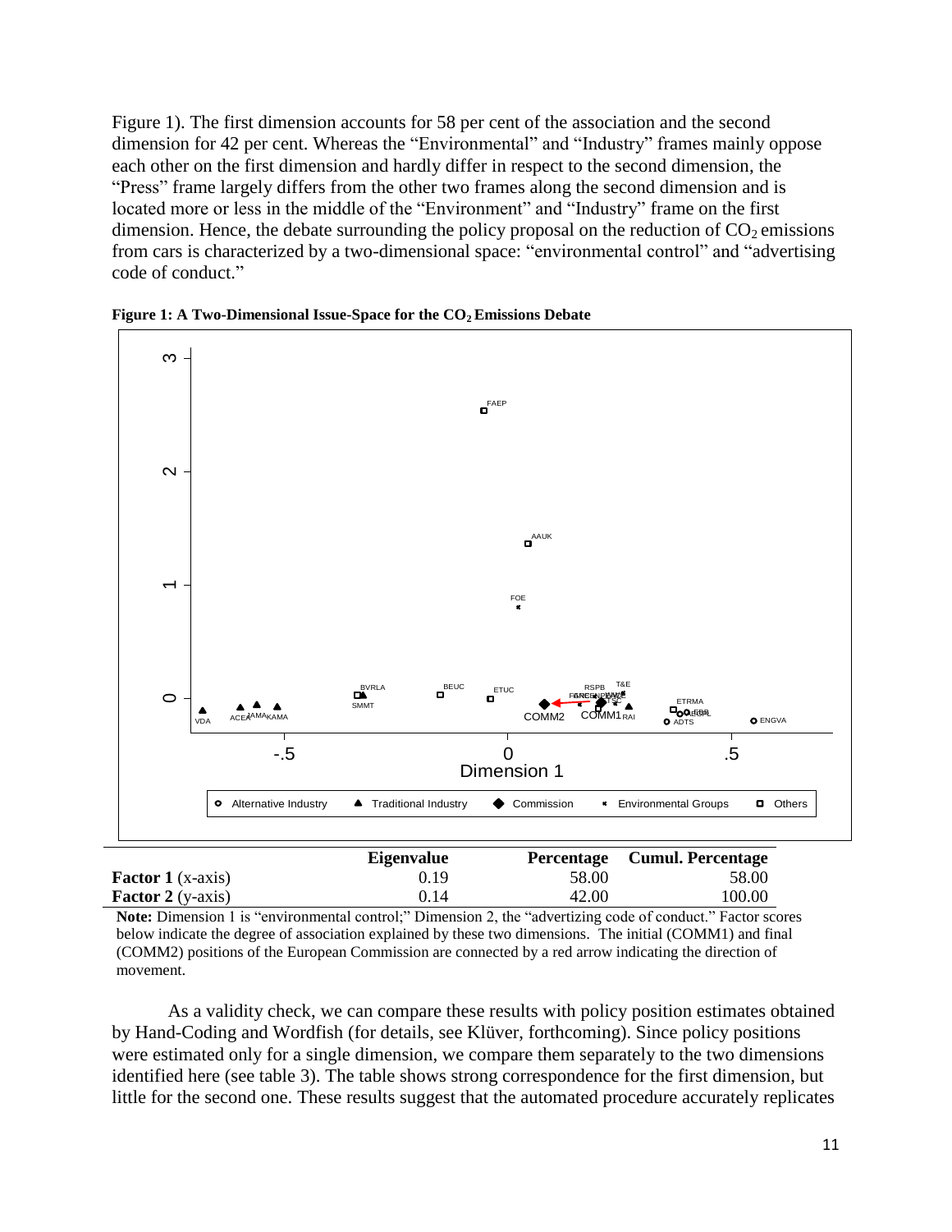Figure 1). The first dimension accounts for 58 per cent of the association and the second dimension for 42 per cent. Whereas the "Environmental" and "Industry" frames mainly oppose each other on the first dimension and hardly differ in respect to the second dimension, the "Press" frame largely differs from the other two frames along the second dimension and is located more or less in the middle of the "Environment" and "Industry" frame on the first dimension. Hence, the debate surrounding the policy proposal on the reduction of $CO_2$ emissions from cars is characterized by a two-dimensional space: "environmental control" and "advertising code of conduct."

**Figure 1: A Two-Dimensional Issue-Space for the $CO_2$ Emissions Debate**

| | Eigenvalue | Percentage | Cumul. Percentage |
|---|---|---|---|
| **Factor 1** (x-axis) | 0.19 | 58.00 | 58.00 |
| **Factor 2** (y-axis) | 0.14 | 42.00 | 100.00 |

**Note:** Dimension 1 is "environmental control;" Dimension 2, the "advertizing code of conduct." Factor scores below indicate the degree of association explained by these two dimensions. The initial (COMM1) and final (COMM2) positions of the European Commission are connected by a red arrow indicating the direction of movement.

As a validity check, we can compare these results with policy position estimates obtained by Hand-Coding and Wordfish (for details, see Klüver, forthcoming). Since policy positions were estimated only for a single dimension, we compare them separately to the two dimensions identified here (see table 3). The table shows strong correspondence for the first dimension, but little for the second one. These results suggest that the automated procedure accurately replicates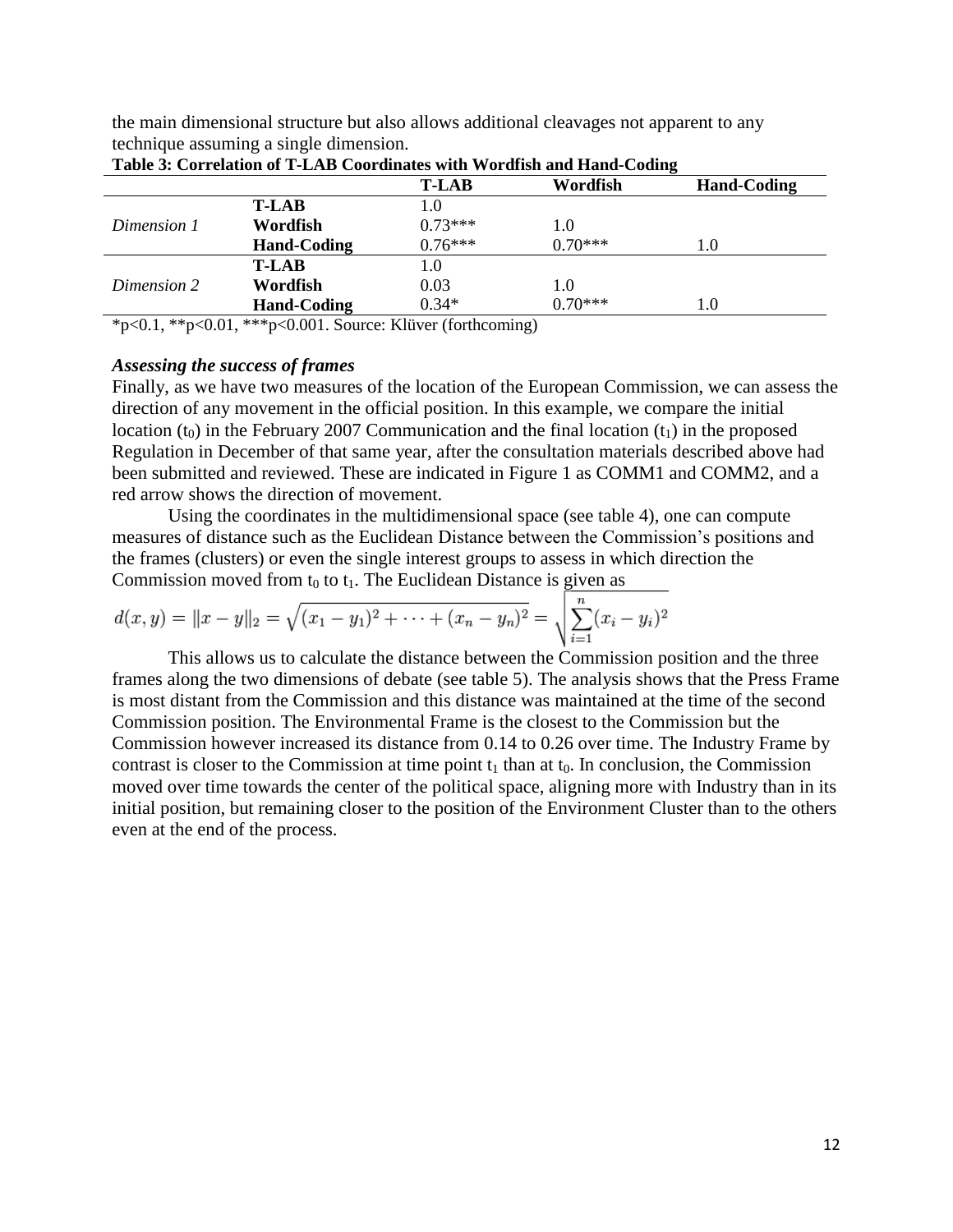the main dimensional structure but also allows additional cleavages not apparent to any technique assuming a single dimension.

**Table 3: Correlation of T-LAB Coordinates with Wordfish and Hand-Coding**

| | | T-LAB | Wordfish | Hand-Coding |
|---|---|---|---|---|
| | **T-LAB** | 1.0 | | |
| *Dimension 1* | **Wordfish** | 0.73*** | 1.0 | |
| | **Hand-Coding** | 0.76*** | 0.70*** | 1.0 |
| | **T-LAB** | 1.0 | | |
| *Dimension 2* | **Wordfish** | 0.03 | 1.0 | |
| | **Hand-Coding** | 0.34* | 0.70*** | 1.0 |

*p<0.1, **p<0.01, ***p<0.001. Source: Klüver (forthcoming)

### *Assessing the success of frames*

Finally, as we have two measures of the location of the European Commission, we can assess the direction of any movement in the official position. In this example, we compare the initial location ($t_0$) in the February 2007 Communication and the final location ($t_1$) in the proposed Regulation in December of that same year, after the consultation materials described above had been submitted and reviewed. These are indicated in Figure 1 as COMM1 and COMM2, and a red arrow shows the direction of movement.

Using the coordinates in the multidimensional space (see table 4), one can compute measures of distance such as the Euclidean Distance between the Commission's positions and the frames (clusters) or even the single interest groups to assess in which direction the Commission moved from $t_0$ to $t_1$. The Euclidean Distance is given as

$$d(x,y) = \|x-y\|_2 = \sqrt{(x_1-y_1)^2 + \cdots + (x_n-y_n)^2} = \sqrt{\sum_{i=1}^{n}(x_i-y_i)^2}$$

This allows us to calculate the distance between the Commission position and the three frames along the two dimensions of debate (see table 5). The analysis shows that the Press Frame is most distant from the Commission and this distance was maintained at the time of the second Commission position. The Environmental Frame is the closest to the Commission but the Commission however increased its distance from 0.14 to 0.26 over time. The Industry Frame by contrast is closer to the Commission at time point $t_1$ than at $t_0$. In conclusion, the Commission moved over time towards the center of the political space, aligning more with Industry than in its initial position, but remaining closer to the position of the Environment Cluster than to the others even at the end of the process.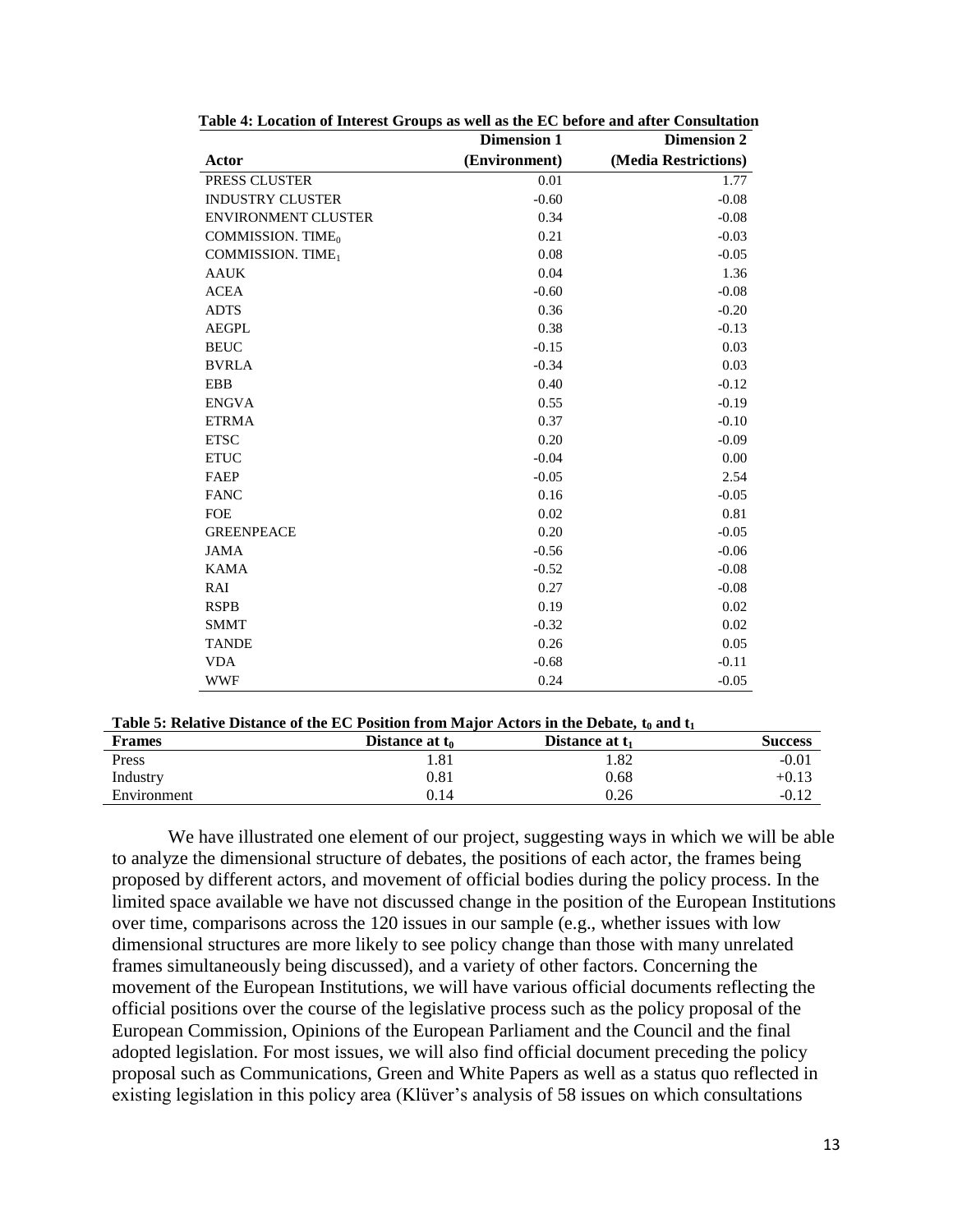**Table 4: Location of Interest Groups as well as the EC before and after Consultation**

| Actor | Dimension 1 (Environment) | Dimension 2 (Media Restrictions) |
|---|---|---|
| PRESS CLUSTER | 0.01 | 1.77 |
| INDUSTRY CLUSTER | -0.60 | -0.08 |
| ENVIRONMENT CLUSTER | 0.34 | -0.08 |
| COMMISSION. $TIME_0$ | 0.21 | -0.03 |
| COMMISSION. $TIME_1$ | 0.08 | -0.05 |
| AAUK | 0.04 | 1.36 |
| ACEA | -0.60 | -0.08 |
| ADTS | 0.36 | -0.20 |
| AEGPL | 0.38 | -0.13 |
| BEUC | -0.15 | 0.03 |
| BVRLA | -0.34 | 0.03 |
| EBB | 0.40 | -0.12 |
| ENGVA | 0.55 | -0.19 |
| ETRMA | 0.37 | -0.10 |
| ETSC | 0.20 | -0.09 |
| ETUC | -0.04 | 0.00 |
| FAEP | -0.05 | 2.54 |
| FANC | 0.16 | -0.05 |
| FOE | 0.02 | 0.81 |
| GREENPEACE | 0.20 | -0.05 |
| JAMA | -0.56 | -0.06 |
| KAMA | -0.52 | -0.08 |
| RAI | 0.27 | -0.08 |
| RSPB | 0.19 | 0.02 |
| SMMT | -0.32 | 0.02 |
| TANDE | 0.26 | 0.05 |
| VDA | -0.68 | -0.11 |
| WWF | 0.24 | -0.05 |

**Table 5: Relative Distance of the EC Position from Major Actors in the Debate, $t_0$ and $t_1$**

| Frames | Distance at $t_0$ | Distance at $t_1$ | Success |
|---|---|---|---|
| Press | 1.81 | 1.82 | -0.01 |
| Industry | 0.81 | 0.68 | +0.13 |
| Environment | 0.14 | 0.26 | -0.12 |

We have illustrated one element of our project, suggesting ways in which we will be able to analyze the dimensional structure of debates, the positions of each actor, the frames being proposed by different actors, and movement of official bodies during the policy process. In the limited space available we have not discussed change in the position of the European Institutions over time, comparisons across the 120 issues in our sample (e.g., whether issues with low dimensional structures are more likely to see policy change than those with many unrelated frames simultaneously being discussed), and a variety of other factors. Concerning the movement of the European Institutions, we will have various official documents reflecting the official positions over the course of the legislative process such as the policy proposal of the European Commission, Opinions of the European Parliament and the Council and the final adopted legislation. For most issues, we will also find official document preceding the policy proposal such as Communications, Green and White Papers as well as a status quo reflected in existing legislation in this policy area (Klüver's analysis of 58 issues on which consultations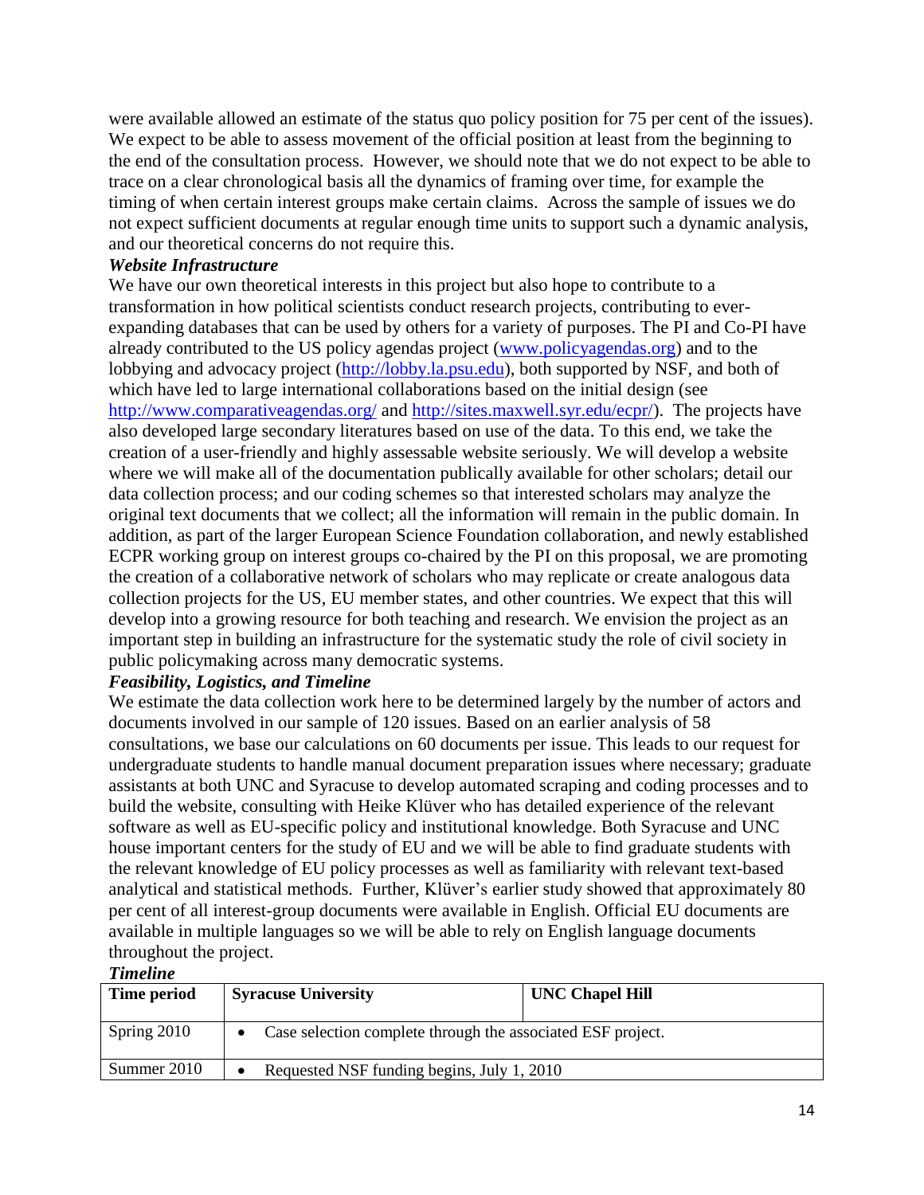were available allowed an estimate of the status quo policy position for 75 per cent of the issues). We expect to be able to assess movement of the official position at least from the beginning to the end of the consultation process. However, we should note that we do not expect to be able to trace on a clear chronological basis all the dynamics of framing over time, for example the timing of when certain interest groups make certain claims. Across the sample of issues we do not expect sufficient documents at regular enough time units to support such a dynamic analysis, and our theoretical concerns do not require this.

***Website Infrastructure***

We have our own theoretical interests in this project but also hope to contribute to a transformation in how political scientists conduct research projects, contributing to ever-expanding databases that can be used by others for a variety of purposes. The PI and Co-PI have already contributed to the US policy agendas project (www.policyagendas.org) and to the lobbying and advocacy project (http://lobby.la.psu.edu), both supported by NSF, and both of which have led to large international collaborations based on the initial design (see http://www.comparativeagendas.org/ and http://sites.maxwell.syr.edu/ecpr/). The projects have also developed large secondary literatures based on use of the data. To this end, we take the creation of a user-friendly and highly assessable website seriously. We will develop a website where we will make all of the documentation publically available for other scholars; detail our data collection process; and our coding schemes so that interested scholars may analyze the original text documents that we collect; all the information will remain in the public domain. In addition, as part of the larger European Science Foundation collaboration, and newly established ECPR working group on interest groups co-chaired by the PI on this proposal, we are promoting the creation of a collaborative network of scholars who may replicate or create analogous data collection projects for the US, EU member states, and other countries. We expect that this will develop into a growing resource for both teaching and research. We envision the project as an important step in building an infrastructure for the systematic study the role of civil society in public policymaking across many democratic systems.

***Feasibility, Logistics, and Timeline***

We estimate the data collection work here to be determined largely by the number of actors and documents involved in our sample of 120 issues. Based on an earlier analysis of 58 consultations, we base our calculations on 60 documents per issue. This leads to our request for undergraduate students to handle manual document preparation issues where necessary; graduate assistants at both UNC and Syracuse to develop automated scraping and coding processes and to build the website, consulting with Heike Klüver who has detailed experience of the relevant software as well as EU-specific policy and institutional knowledge. Both Syracuse and UNC house important centers for the study of EU and we will be able to find graduate students with the relevant knowledge of EU policy processes as well as familiarity with relevant text-based analytical and statistical methods. Further, Klüver's earlier study showed that approximately 80 per cent of all interest-group documents were available in English. Official EU documents are available in multiple languages so we will be able to rely on English language documents throughout the project.

***Timeline***

| Time period | Syracuse University | UNC Chapel Hill |
|---|---|---|
| Spring 2010 | • Case selection complete through the associated ESF project. | |
| Summer 2010 | • Requested NSF funding begins, July 1, 2010 | |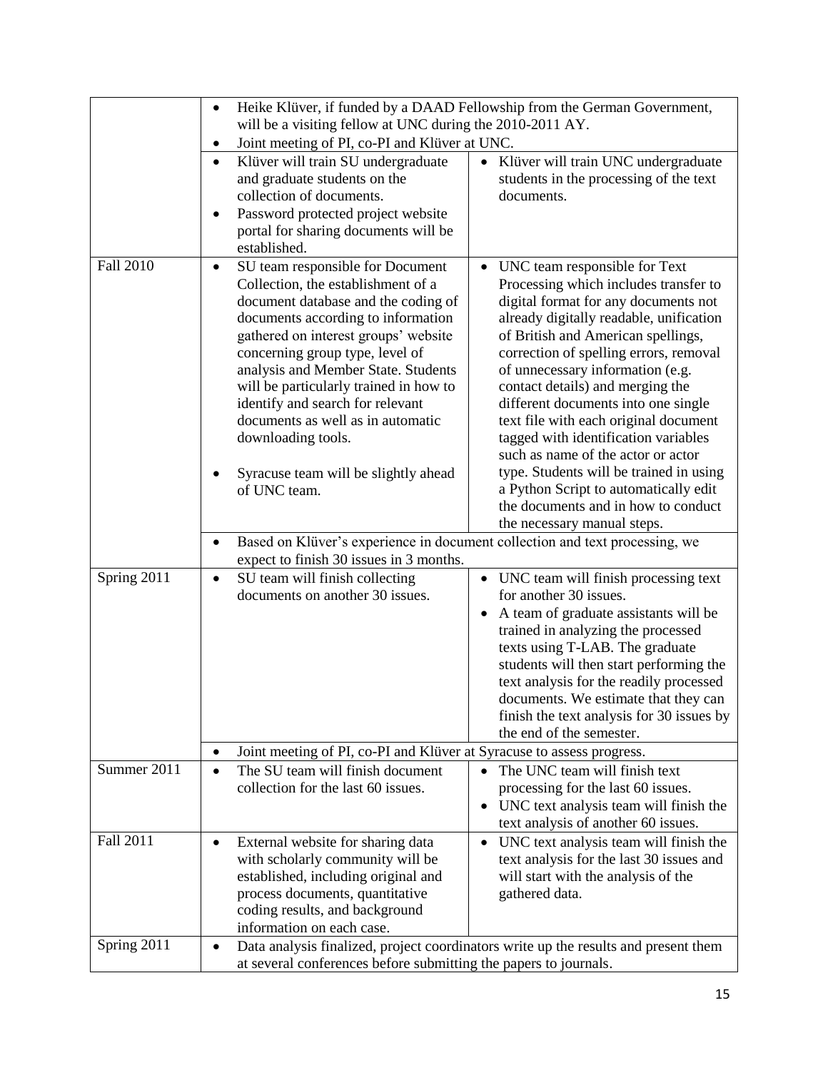| | | |
|---|---|---|
| | • Heike Klüver, if funded by a DAAD Fellowship from the German Government, will be a visiting fellow at UNC during the 2010-2011 AY.<br>• Joint meeting of PI, co-PI and Klüver at UNC. | |
| | • Klüver will train SU undergraduate and graduate students on the collection of documents.<br>• Password protected project website portal for sharing documents will be established. | • Klüver will train UNC undergraduate students in the processing of the text documents. |
| Fall 2010 | • SU team responsible for Document Collection, the establishment of a document database and the coding of documents according to information gathered on interest groups' website concerning group type, level of analysis and Member State. Students will be particularly trained in how to identify and search for relevant documents as well as in automatic downloading tools.<br>• Syracuse team will be slightly ahead of UNC team. | • UNC team responsible for Text Processing which includes transfer to digital format for any documents not already digitally readable, unification of British and American spellings, correction of spelling errors, removal of unnecessary information (e.g. contact details) and merging the different documents into one single text file with each original document tagged with identification variables such as name of the actor or actor type. Students will be trained in using a Python Script to automatically edit the documents and in how to conduct the necessary manual steps. |
| | • Based on Klüver's experience in document collection and text processing, we expect to finish 30 issues in 3 months. | |
| Spring 2011 | • SU team will finish collecting documents on another 30 issues. | • UNC team will finish processing text for another 30 issues.<br>• A team of graduate assistants will be trained in analyzing the processed texts using T-LAB. The graduate students will then start performing the text analysis for the readily processed documents. We estimate that they can finish the text analysis for 30 issues by the end of the semester. |
| | • Joint meeting of PI, co-PI and Klüver at Syracuse to assess progress. | |
| Summer 2011 | • The SU team will finish document collection for the last 60 issues. | • The UNC team will finish text processing for the last 60 issues.<br>• UNC text analysis team will finish the text analysis of another 60 issues. |
| Fall 2011 | • External website for sharing data with scholarly community will be established, including original and process documents, quantitative coding results, and background information on each case. | • UNC text analysis team will finish the text analysis for the last 30 issues and will start with the analysis of the gathered data. |
| Spring 2011 | • Data analysis finalized, project coordinators write up the results and present them at several conferences before submitting the papers to journals. | |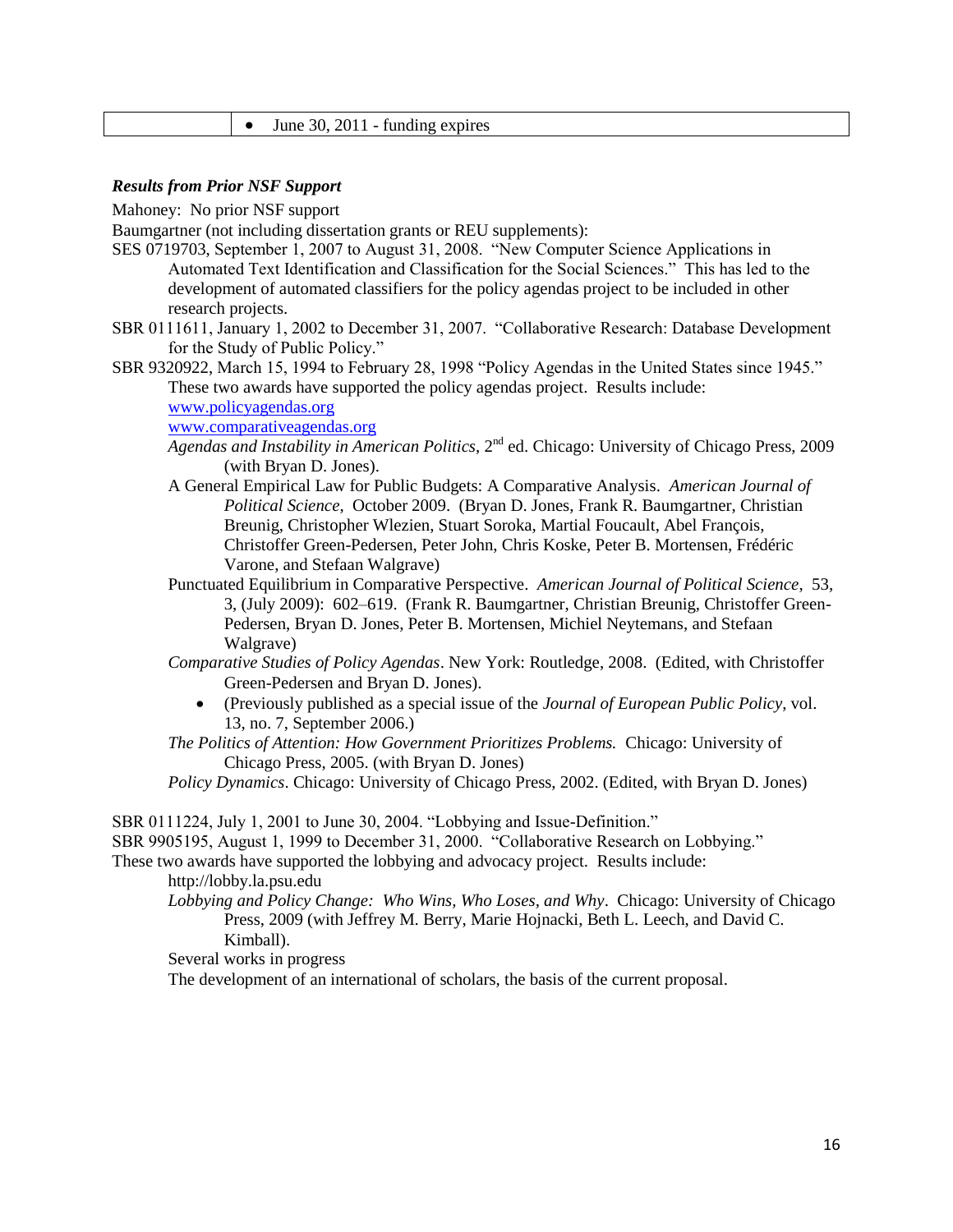| | • June 30, 2011 - funding expires |
|---|---|

***Results from Prior NSF Support***

Mahoney: No prior NSF support

Baumgartner (not including dissertation grants or REU supplements):

SES 0719703, September 1, 2007 to August 31, 2008. "New Computer Science Applications in Automated Text Identification and Classification for the Social Sciences." This has led to the development of automated classifiers for the policy agendas project to be included in other research projects.

SBR 0111611, January 1, 2002 to December 31, 2007. "Collaborative Research: Database Development for the Study of Public Policy."

SBR 9320922, March 15, 1994 to February 28, 1998 "Policy Agendas in the United States since 1945." These two awards have supported the policy agendas project. Results include:

www.policyagendas.org

www.comparativeagendas.org

*Agendas and Instability in American Politics*, 2nd ed. Chicago: University of Chicago Press, 2009 (with Bryan D. Jones).

A General Empirical Law for Public Budgets: A Comparative Analysis. *American Journal of Political Science*, October 2009. (Bryan D. Jones, Frank R. Baumgartner, Christian Breunig, Christopher Wlezien, Stuart Soroka, Martial Foucault, Abel François, Christoffer Green-Pedersen, Peter John, Chris Koske, Peter B. Mortensen, Frédéric Varone, and Stefaan Walgrave)

Punctuated Equilibrium in Comparative Perspective. *American Journal of Political Science*, 53, 3, (July 2009): 602–619. (Frank R. Baumgartner, Christian Breunig, Christoffer Green-Pedersen, Bryan D. Jones, Peter B. Mortensen, Michiel Neytemans, and Stefaan Walgrave)

*Comparative Studies of Policy Agendas*. New York: Routledge, 2008. (Edited, with Christoffer Green-Pedersen and Bryan D. Jones).

- (Previously published as a special issue of the *Journal of European Public Policy*, vol. 13, no. 7, September 2006.)

*The Politics of Attention: How Government Prioritizes Problems.* Chicago: University of Chicago Press, 2005. (with Bryan D. Jones)

*Policy Dynamics*. Chicago: University of Chicago Press, 2002. (Edited, with Bryan D. Jones)

SBR 0111224, July 1, 2001 to June 30, 2004. "Lobbying and Issue-Definition."

SBR 9905195, August 1, 1999 to December 31, 2000. "Collaborative Research on Lobbying."

These two awards have supported the lobbying and advocacy project. Results include:

http://lobby.la.psu.edu

*Lobbying and Policy Change: Who Wins, Who Loses, and Why*. Chicago: University of Chicago Press, 2009 (with Jeffrey M. Berry, Marie Hojnacki, Beth L. Leech, and David C. Kimball).

Several works in progress

The development of an international of scholars, the basis of the current proposal.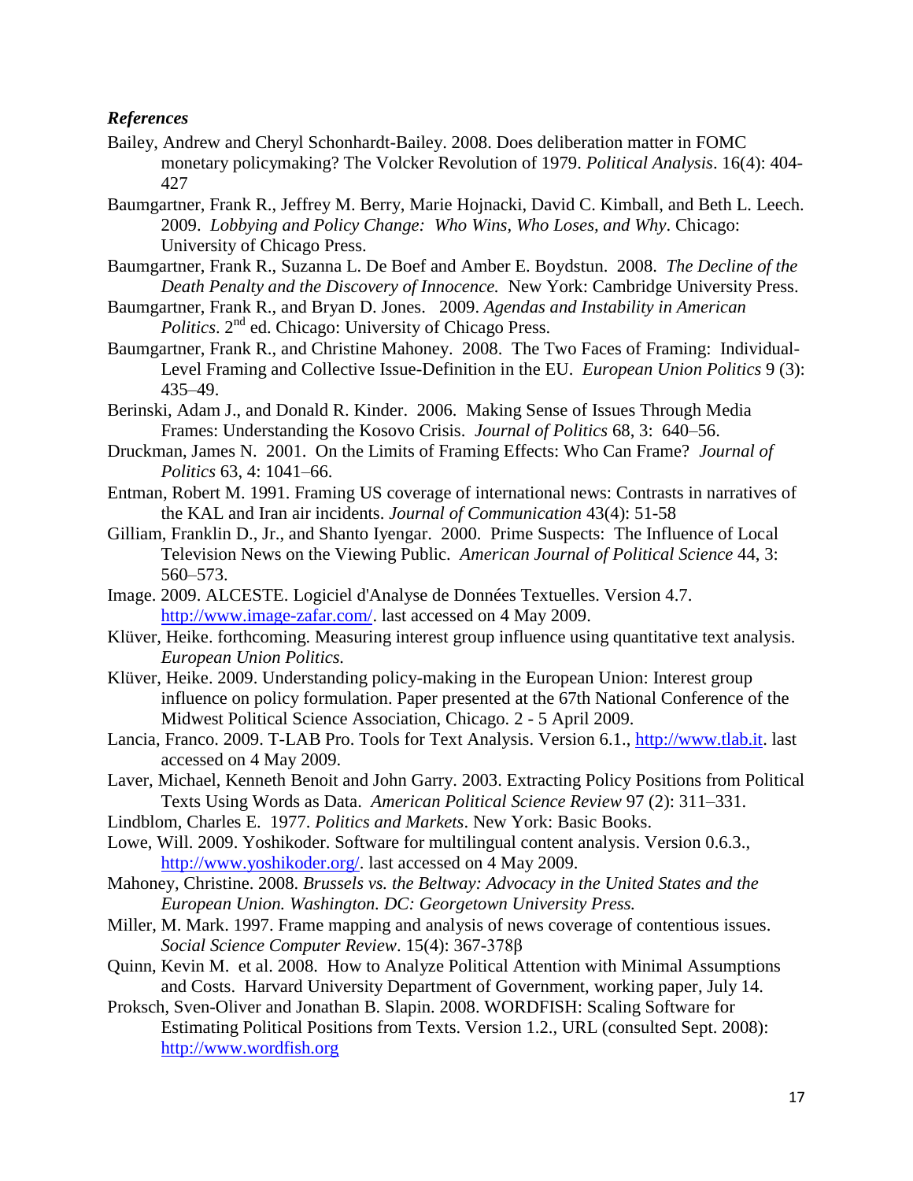***References***

Bailey, Andrew and Cheryl Schonhardt-Bailey. 2008. Does deliberation matter in FOMC monetary policymaking? The Volcker Revolution of 1979. *Political Analysis*. 16(4): 404-427

Baumgartner, Frank R., Jeffrey M. Berry, Marie Hojnacki, David C. Kimball, and Beth L. Leech. 2009. *Lobbying and Policy Change: Who Wins, Who Loses, and Why*. Chicago: University of Chicago Press.

Baumgartner, Frank R., Suzanna L. De Boef and Amber E. Boydstun. 2008. *The Decline of the Death Penalty and the Discovery of Innocence.* New York: Cambridge University Press.

Baumgartner, Frank R., and Bryan D. Jones. 2009. *Agendas and Instability in American Politics*. 2nd ed. Chicago: University of Chicago Press.

Baumgartner, Frank R., and Christine Mahoney. 2008. The Two Faces of Framing: Individual-Level Framing and Collective Issue-Definition in the EU. *European Union Politics* 9 (3): 435–49.

Berinski, Adam J., and Donald R. Kinder. 2006. Making Sense of Issues Through Media Frames: Understanding the Kosovo Crisis. *Journal of Politics* 68, 3: 640–56.

Druckman, James N. 2001. On the Limits of Framing Effects: Who Can Frame? *Journal of Politics* 63, 4: 1041–66.

Entman, Robert M. 1991. Framing US coverage of international news: Contrasts in narratives of the KAL and Iran air incidents. *Journal of Communication* 43(4): 51-58

Gilliam, Franklin D., Jr., and Shanto Iyengar. 2000. Prime Suspects: The Influence of Local Television News on the Viewing Public. *American Journal of Political Science* 44, 3: 560–573.

Image. 2009. ALCESTE. Logiciel d'Analyse de Données Textuelles. Version 4.7. http://www.image-zafar.com/. last accessed on 4 May 2009.

Klüver, Heike. forthcoming. Measuring interest group influence using quantitative text analysis. *European Union Politics.*

Klüver, Heike. 2009. Understanding policy-making in the European Union: Interest group influence on policy formulation. Paper presented at the 67th National Conference of the Midwest Political Science Association, Chicago. 2 - 5 April 2009.

Lancia, Franco. 2009. T-LAB Pro. Tools for Text Analysis. Version 6.1., http://www.tlab.it. last accessed on 4 May 2009.

Laver, Michael, Kenneth Benoit and John Garry. 2003. Extracting Policy Positions from Political Texts Using Words as Data. *American Political Science Review* 97 (2): 311–331.

Lindblom, Charles E. 1977. *Politics and Markets*. New York: Basic Books.

Lowe, Will. 2009. Yoshikoder. Software for multilingual content analysis. Version 0.6.3., http://www.yoshikoder.org/. last accessed on 4 May 2009.

Mahoney, Christine. 2008. *Brussels vs. the Beltway: Advocacy in the United States and the European Union. Washington. DC: Georgetown University Press.*

Miller, M. Mark. 1997. Frame mapping and analysis of news coverage of contentious issues. *Social Science Computer Review*. 15(4): 367-378β

Quinn, Kevin M. et al. 2008. How to Analyze Political Attention with Minimal Assumptions and Costs. Harvard University Department of Government, working paper, July 14.

Proksch, Sven-Oliver and Jonathan B. Slapin. 2008. WORDFISH: Scaling Software for Estimating Political Positions from Texts. Version 1.2., URL (consulted Sept. 2008): http://www.wordfish.org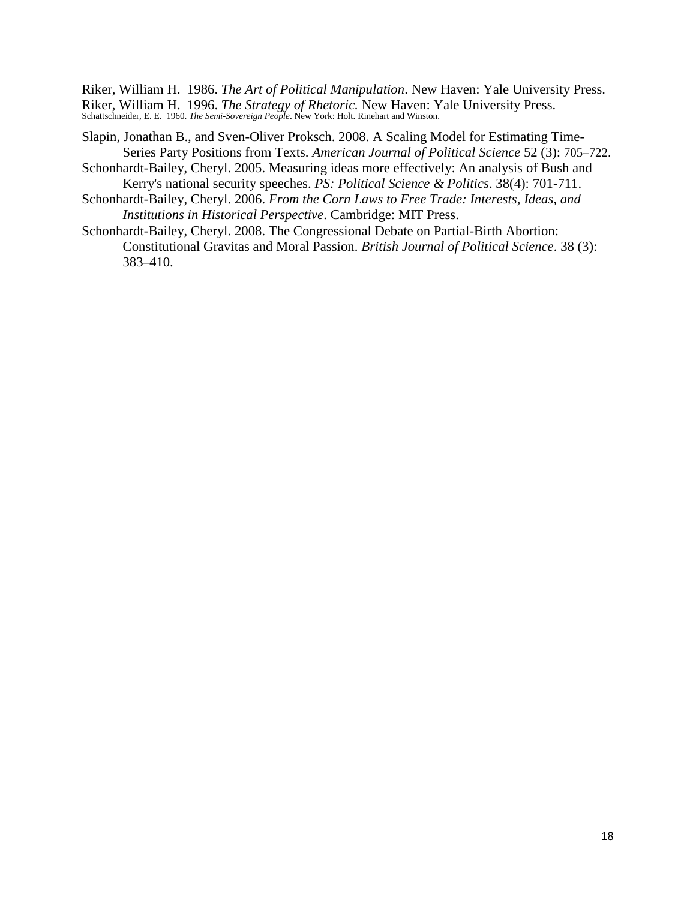Riker, William H. 1986. *The Art of Political Manipulation*. New Haven: Yale University Press.

Riker, William H. 1996. *The Strategy of Rhetoric.* New Haven: Yale University Press.

Schattschneider, E. E. 1960. *The Semi-Sovereign People*. New York: Holt. Rinehart and Winston.

Slapin, Jonathan B., and Sven-Oliver Proksch. 2008. A Scaling Model for Estimating Time-Series Party Positions from Texts. *American Journal of Political Science* 52 (3): 705–722.

Schonhardt-Bailey, Cheryl. 2005. Measuring ideas more effectively: An analysis of Bush and Kerry's national security speeches. *PS: Political Science & Politics*. 38(4): 701-711.

Schonhardt-Bailey, Cheryl. 2006. *From the Corn Laws to Free Trade: Interests, Ideas, and Institutions in Historical Perspective*. Cambridge: MIT Press.

Schonhardt-Bailey, Cheryl. 2008. The Congressional Debate on Partial-Birth Abortion: Constitutional Gravitas and Moral Passion. *British Journal of Political Science*. 38 (3): 383–410.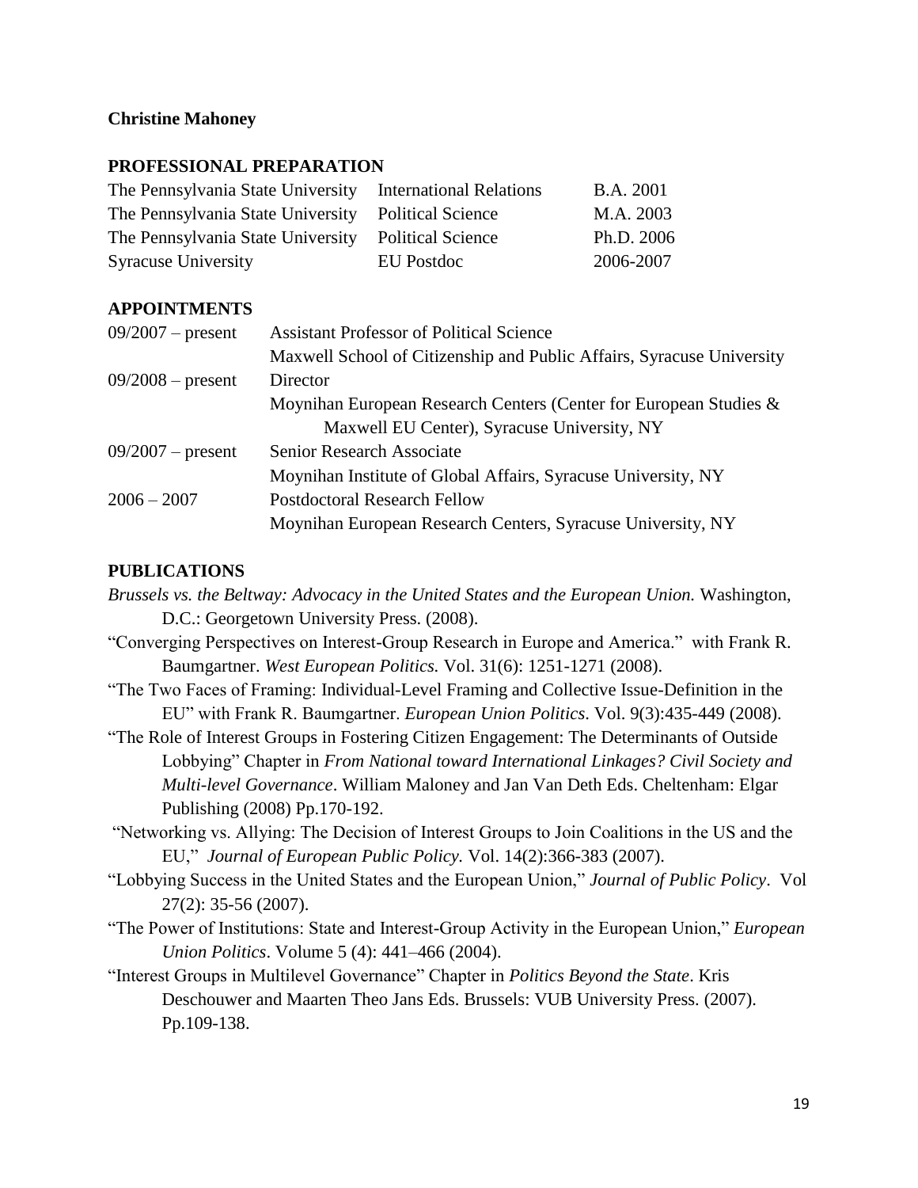**Christine Mahoney**

## PROFESSIONAL PREPARATION

| | | |
|---|---|---|
| The Pennsylvania State University | International Relations | B.A. 2001 |
| The Pennsylvania State University | Political Science | M.A. 2003 |
| The Pennsylvania State University | Political Science | Ph.D. 2006 |
| Syracuse University | EU Postdoc | 2006-2007 |

## APPOINTMENTS

| | |
|---|---|
| 09/2007 – present | Assistant Professor of Political Science<br>Maxwell School of Citizenship and Public Affairs, Syracuse University |
| 09/2008 – present | Director<br>Moynihan European Research Centers (Center for European Studies & Maxwell EU Center), Syracuse University, NY |
| 09/2007 – present | Senior Research Associate<br>Moynihan Institute of Global Affairs, Syracuse University, NY |
| 2006 – 2007 | Postdoctoral Research Fellow<br>Moynihan European Research Centers, Syracuse University, NY |

## PUBLICATIONS

*Brussels vs. the Beltway: Advocacy in the United States and the European Union.* Washington, D.C.: Georgetown University Press. (2008).

"Converging Perspectives on Interest-Group Research in Europe and America." with Frank R. Baumgartner. *West European Politics.* Vol. 31(6): 1251-1271 (2008).

"The Two Faces of Framing: Individual-Level Framing and Collective Issue-Definition in the EU" with Frank R. Baumgartner. *European Union Politics*. Vol. 9(3):435-449 (2008).

"The Role of Interest Groups in Fostering Citizen Engagement: The Determinants of Outside Lobbying" Chapter in *From National toward International Linkages? Civil Society and Multi-level Governance*. William Maloney and Jan Van Deth Eds. Cheltenham: Elgar Publishing (2008) Pp.170-192.

"Networking vs. Allying: The Decision of Interest Groups to Join Coalitions in the US and the EU," *Journal of European Public Policy.* Vol. 14(2):366-383 (2007).

"Lobbying Success in the United States and the European Union," *Journal of Public Policy*. Vol 27(2): 35-56 (2007).

"The Power of Institutions: State and Interest-Group Activity in the European Union," *European Union Politics*. Volume 5 (4): 441–466 (2004).

"Interest Groups in Multilevel Governance" Chapter in *Politics Beyond the State*. Kris Deschouwer and Maarten Theo Jans Eds. Brussels: VUB University Press. (2007). Pp.109-138.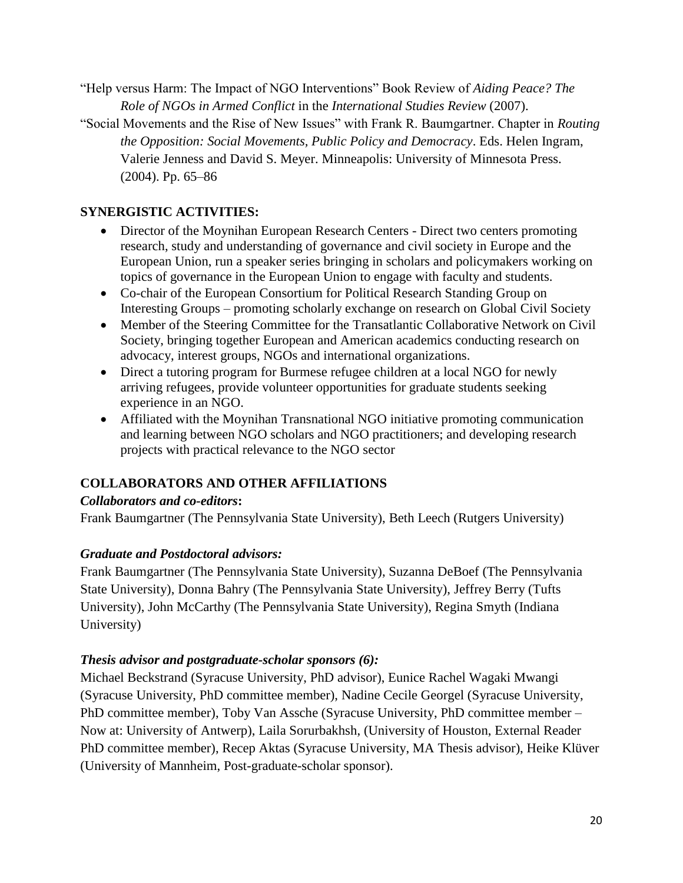"Help versus Harm: The Impact of NGO Interventions" Book Review of *Aiding Peace? The Role of NGOs in Armed Conflict* in the *International Studies Review* (2007).

"Social Movements and the Rise of New Issues" with Frank R. Baumgartner. Chapter in *Routing the Opposition: Social Movements, Public Policy and Democracy*. Eds. Helen Ingram, Valerie Jenness and David S. Meyer. Minneapolis: University of Minnesota Press. (2004). Pp. 65–86

## SYNERGISTIC ACTIVITIES:

- Director of the Moynihan European Research Centers - Direct two centers promoting research, study and understanding of governance and civil society in Europe and the European Union, run a speaker series bringing in scholars and policymakers working on topics of governance in the European Union to engage with faculty and students.
- Co-chair of the European Consortium for Political Research Standing Group on Interesting Groups – promoting scholarly exchange on research on Global Civil Society
- Member of the Steering Committee for the Transatlantic Collaborative Network on Civil Society, bringing together European and American academics conducting research on advocacy, interest groups, NGOs and international organizations.
- Direct a tutoring program for Burmese refugee children at a local NGO for newly arriving refugees, provide volunteer opportunities for graduate students seeking experience in an NGO.
- Affiliated with the Moynihan Transnational NGO initiative promoting communication and learning between NGO scholars and NGO practitioners; and developing research projects with practical relevance to the NGO sector

## COLLABORATORS AND OTHER AFFILIATIONS

### *Collaborators and co-editors***:**

Frank Baumgartner (The Pennsylvania State University), Beth Leech (Rutgers University)

### *Graduate and Postdoctoral advisors:*

Frank Baumgartner (The Pennsylvania State University), Suzanna DeBoef (The Pennsylvania State University), Donna Bahry (The Pennsylvania State University), Jeffrey Berry (Tufts University), John McCarthy (The Pennsylvania State University), Regina Smyth (Indiana University)

### *Thesis advisor and postgraduate-scholar sponsors (6):*

Michael Beckstrand (Syracuse University, PhD advisor), Eunice Rachel Wagaki Mwangi (Syracuse University, PhD committee member), Nadine Cecile Georgel (Syracuse University, PhD committee member), Toby Van Assche (Syracuse University, PhD committee member – Now at: University of Antwerp), Laila Sorurbakhsh, (University of Houston, External Reader PhD committee member), Recep Aktas (Syracuse University, MA Thesis advisor), Heike Klüver (University of Mannheim, Post-graduate-scholar sponsor).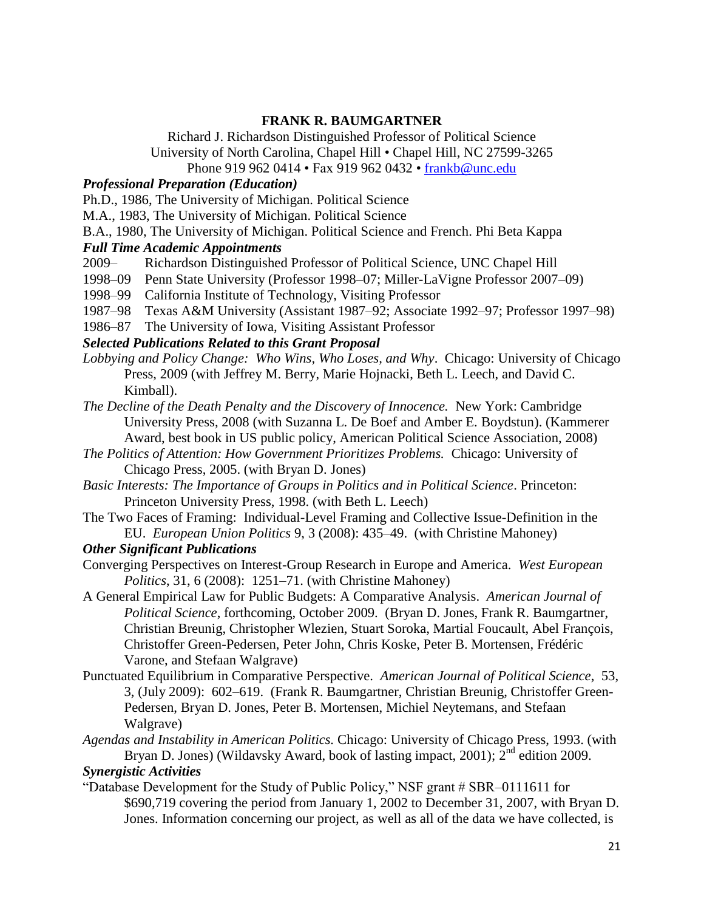**FRANK R. BAUMGARTNER**

Richard J. Richardson Distinguished Professor of Political Science
University of North Carolina, Chapel Hill • Chapel Hill, NC 27599-3265
Phone 919 962 0414 • Fax 919 962 0432 • frankb@unc.edu

***Professional Preparation (Education)***

Ph.D., 1986, The University of Michigan. Political Science
M.A., 1983, The University of Michigan. Political Science
B.A., 1980, The University of Michigan. Political Science and French. Phi Beta Kappa

***Full Time Academic Appointments***

2009– Richardson Distinguished Professor of Political Science, UNC Chapel Hill
1998–09 Penn State University (Professor 1998–07; Miller-LaVigne Professor 2007–09)
1998–99 California Institute of Technology, Visiting Professor
1987–98 Texas A&M University (Assistant 1987–92; Associate 1992–97; Professor 1997–98)
1986–87 The University of Iowa, Visiting Assistant Professor

***Selected Publications Related to this Grant Proposal***

*Lobbying and Policy Change: Who Wins, Who Loses, and Why*. Chicago: University of Chicago Press, 2009 (with Jeffrey M. Berry, Marie Hojnacki, Beth L. Leech, and David C. Kimball).

*The Decline of the Death Penalty and the Discovery of Innocence.* New York: Cambridge University Press, 2008 (with Suzanna L. De Boef and Amber E. Boydstun). (Kammerer Award, best book in US public policy, American Political Science Association, 2008)

*The Politics of Attention: How Government Prioritizes Problems.* Chicago: University of Chicago Press, 2005. (with Bryan D. Jones)

*Basic Interests: The Importance of Groups in Politics and in Political Science*. Princeton: Princeton University Press, 1998. (with Beth L. Leech)

The Two Faces of Framing: Individual-Level Framing and Collective Issue-Definition in the EU. *European Union Politics* 9, 3 (2008): 435–49. (with Christine Mahoney)

***Other Significant Publications***

Converging Perspectives on Interest-Group Research in Europe and America. *West European Politics*, 31, 6 (2008): 1251–71. (with Christine Mahoney)

A General Empirical Law for Public Budgets: A Comparative Analysis. *American Journal of Political Science*, forthcoming, October 2009. (Bryan D. Jones, Frank R. Baumgartner, Christian Breunig, Christopher Wlezien, Stuart Soroka, Martial Foucault, Abel François, Christoffer Green-Pedersen, Peter John, Chris Koske, Peter B. Mortensen, Frédéric Varone, and Stefaan Walgrave)

Punctuated Equilibrium in Comparative Perspective. *American Journal of Political Science*, 53, 3, (July 2009): 602–619. (Frank R. Baumgartner, Christian Breunig, Christoffer Green-Pedersen, Bryan D. Jones, Peter B. Mortensen, Michiel Neytemans, and Stefaan Walgrave)

*Agendas and Instability in American Politics.* Chicago: University of Chicago Press, 1993. (with Bryan D. Jones) (Wildavsky Award, book of lasting impact, 2001); 2nd edition 2009.

***Synergistic Activities***

"Database Development for the Study of Public Policy," NSF grant # SBR–0111611 for $690,719 covering the period from January 1, 2002 to December 31, 2007, with Bryan D. Jones. Information concerning our project, as well as all of the data we have collected, is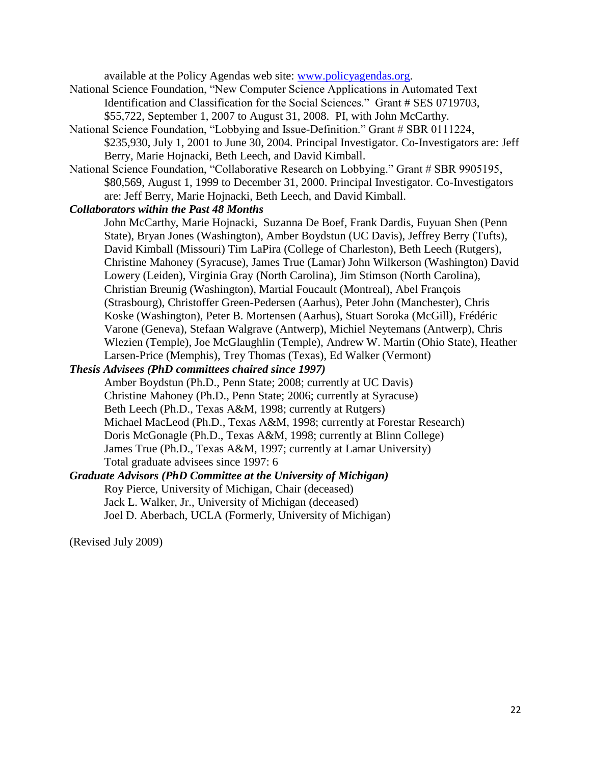available at the Policy Agendas web site: www.policyagendas.org.

National Science Foundation, "New Computer Science Applications in Automated Text Identification and Classification for the Social Sciences." Grant # SES 0719703, $55,722, September 1, 2007 to August 31, 2008. PI, with John McCarthy.

National Science Foundation, "Lobbying and Issue-Definition." Grant # SBR 0111224, $235,930, July 1, 2001 to June 30, 2004. Principal Investigator. Co-Investigators are: Jeff Berry, Marie Hojnacki, Beth Leech, and David Kimball.

National Science Foundation, "Collaborative Research on Lobbying." Grant # SBR 9905195, $80,569, August 1, 1999 to December 31, 2000. Principal Investigator. Co-Investigators are: Jeff Berry, Marie Hojnacki, Beth Leech, and David Kimball.

***Collaborators within the Past 48 Months***

John McCarthy, Marie Hojnacki, Suzanna De Boef, Frank Dardis, Fuyuan Shen (Penn State), Bryan Jones (Washington), Amber Boydstun (UC Davis), Jeffrey Berry (Tufts), David Kimball (Missouri) Tim LaPira (College of Charleston), Beth Leech (Rutgers), Christine Mahoney (Syracuse), James True (Lamar) John Wilkerson (Washington) David Lowery (Leiden), Virginia Gray (North Carolina), Jim Stimson (North Carolina), Christian Breunig (Washington), Martial Foucault (Montreal), Abel François (Strasbourg), Christoffer Green-Pedersen (Aarhus), Peter John (Manchester), Chris Koske (Washington), Peter B. Mortensen (Aarhus), Stuart Soroka (McGill), Frédéric Varone (Geneva), Stefaan Walgrave (Antwerp), Michiel Neytemans (Antwerp), Chris Wlezien (Temple), Joe McGlaughlin (Temple), Andrew W. Martin (Ohio State), Heather Larsen-Price (Memphis), Trey Thomas (Texas), Ed Walker (Vermont)

***Thesis Advisees (PhD committees chaired since 1997)***

Amber Boydstun (Ph.D., Penn State; 2008; currently at UC Davis)
Christine Mahoney (Ph.D., Penn State; 2006; currently at Syracuse)
Beth Leech (Ph.D., Texas A&M, 1998; currently at Rutgers)
Michael MacLeod (Ph.D., Texas A&M, 1998; currently at Forestar Research)
Doris McGonagle (Ph.D., Texas A&M, 1998; currently at Blinn College)
James True (Ph.D., Texas A&M, 1997; currently at Lamar University)
Total graduate advisees since 1997: 6

***Graduate Advisors (PhD Committee at the University of Michigan)***

Roy Pierce, University of Michigan, Chair (deceased)
Jack L. Walker, Jr., University of Michigan (deceased)
Joel D. Aberbach, UCLA (Formerly, University of Michigan)

(Revised July 2009)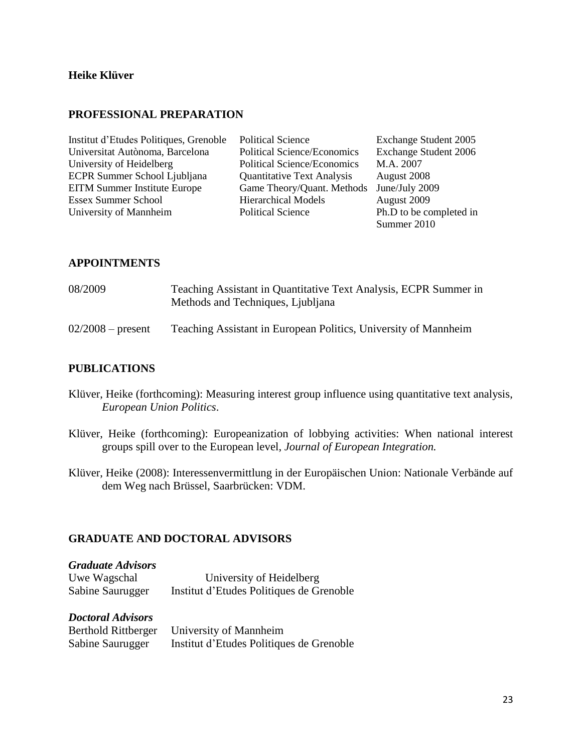**Heike Klüver**

## PROFESSIONAL PREPARATION

| | | |
|---|---|---|
| Institut d'Etudes Politiques, Grenoble | Political Science | Exchange Student 2005 |
| Universitat Autònoma, Barcelona | Political Science/Economics | Exchange Student 2006 |
| University of Heidelberg | Political Science/Economics | M.A. 2007 |
| ECPR Summer School Ljubljana | Quantitative Text Analysis | August 2008 |
| EITM Summer Institute Europe | Game Theory/Quant. Methods | June/July 2009 |
| Essex Summer School | Hierarchical Models | August 2009 |
| University of Mannheim | Political Science | Ph.D to be completed in Summer 2010 |

## APPOINTMENTS

| | |
|---|---|
| 08/2009 | Teaching Assistant in Quantitative Text Analysis, ECPR Summer in Methods and Techniques, Ljubljana |
| 02/2008 – present | Teaching Assistant in European Politics, University of Mannheim |

## PUBLICATIONS

Klüver, Heike (forthcoming): Measuring interest group influence using quantitative text analysis, *European Union Politics*.

Klüver, Heike (forthcoming): Europeanization of lobbying activities: When national interest groups spill over to the European level, *Journal of European Integration.*

Klüver, Heike (2008): Interessenvermittlung in der Europäischen Union: Nationale Verbände auf dem Weg nach Brüssel, Saarbrücken: VDM.

## GRADUATE AND DOCTORAL ADVISORS

***Graduate Advisors***

| | |
|---|---|
| Uwe Wagschal | University of Heidelberg |
| Sabine Saurugger | Institut d'Etudes Politiques de Grenoble |

***Doctoral Advisors***

| | |
|---|---|
| Berthold Rittberger | University of Mannheim |
| Sabine Saurugger | Institut d'Etudes Politiques de Grenoble |